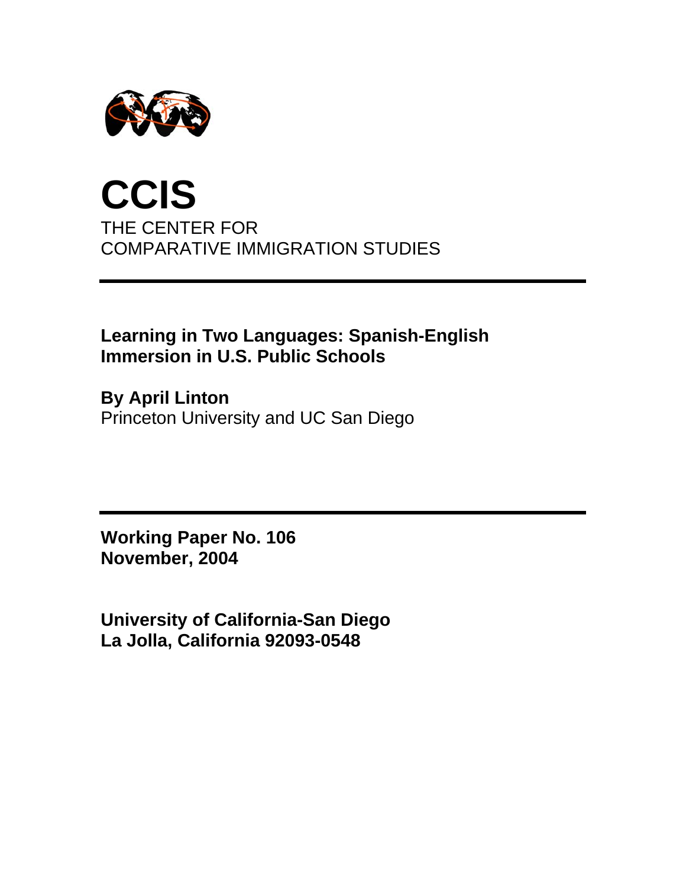# CCIS

THE CENTER FOR
COMPARATIVE IMMIGRATION STUDIES

---

**Learning in Two Languages: Spanish-English Immersion in U.S. Public Schools**

**By April Linton**
Princeton University and UC San Diego

---

**Working Paper No. 106**
**November, 2004**

**University of California-San Diego**
**La Jolla, California 92093-0548**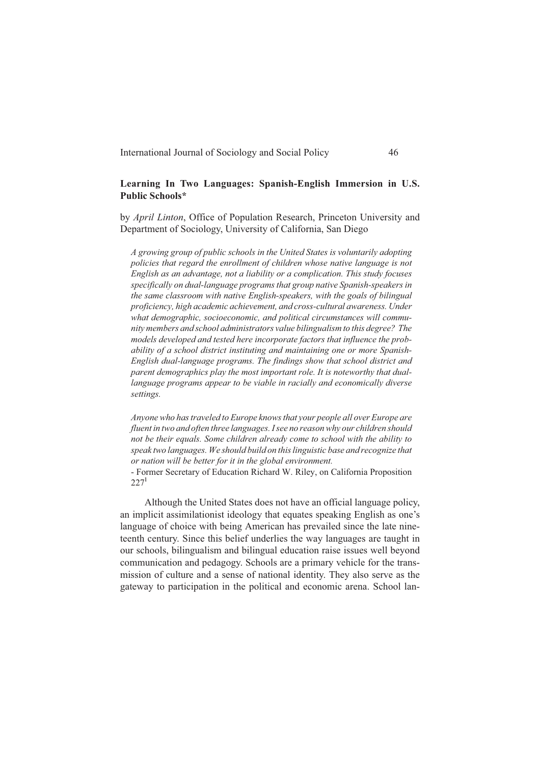## Learning In Two Languages: Spanish-English Immersion in U.S. Public Schools*

by *April Linton*, Office of Population Research, Princeton University and Department of Sociology, University of California, San Diego

*A growing group of public schools in the United States is voluntarily adopting policies that regard the enrollment of children whose native language is not English as an advantage, not a liability or a complication. This study focuses specifically on dual-language programs that group native Spanish-speakers in the same classroom with native English-speakers, with the goals of bilingual proficiency, high academic achievement, and cross-cultural awareness. Under what demographic, socioeconomic, and political circumstances will community members and school administrators value bilingualism to this degree? The models developed and tested here incorporate factors that influence the probability of a school district instituting and maintaining one or more Spanish-English dual-language programs. The findings show that school district and parent demographics play the most important role. It is noteworthy that dual-language programs appear to be viable in racially and economically diverse settings.*

*Anyone who has traveled to Europe knows that your people all over Europe are fluent in two and often three languages. I see no reason why our children should not be their equals. Some children already come to school with the ability to speak two languages. We should build on this linguistic base and recognize that or nation will be better for it in the global environment.*
- Former Secretary of Education Richard W. Riley, on California Proposition 227[1]

Although the United States does not have an official language policy, an implicit assimilationist ideology that equates speaking English as one's language of choice with being American has prevailed since the late nineteenth century. Since this belief underlies the way languages are taught in our schools, bilingualism and bilingual education raise issues well beyond communication and pedagogy. Schools are a primary vehicle for the transmission of culture and a sense of national identity. They also serve as the gateway to participation in the political and economic arena. School lan-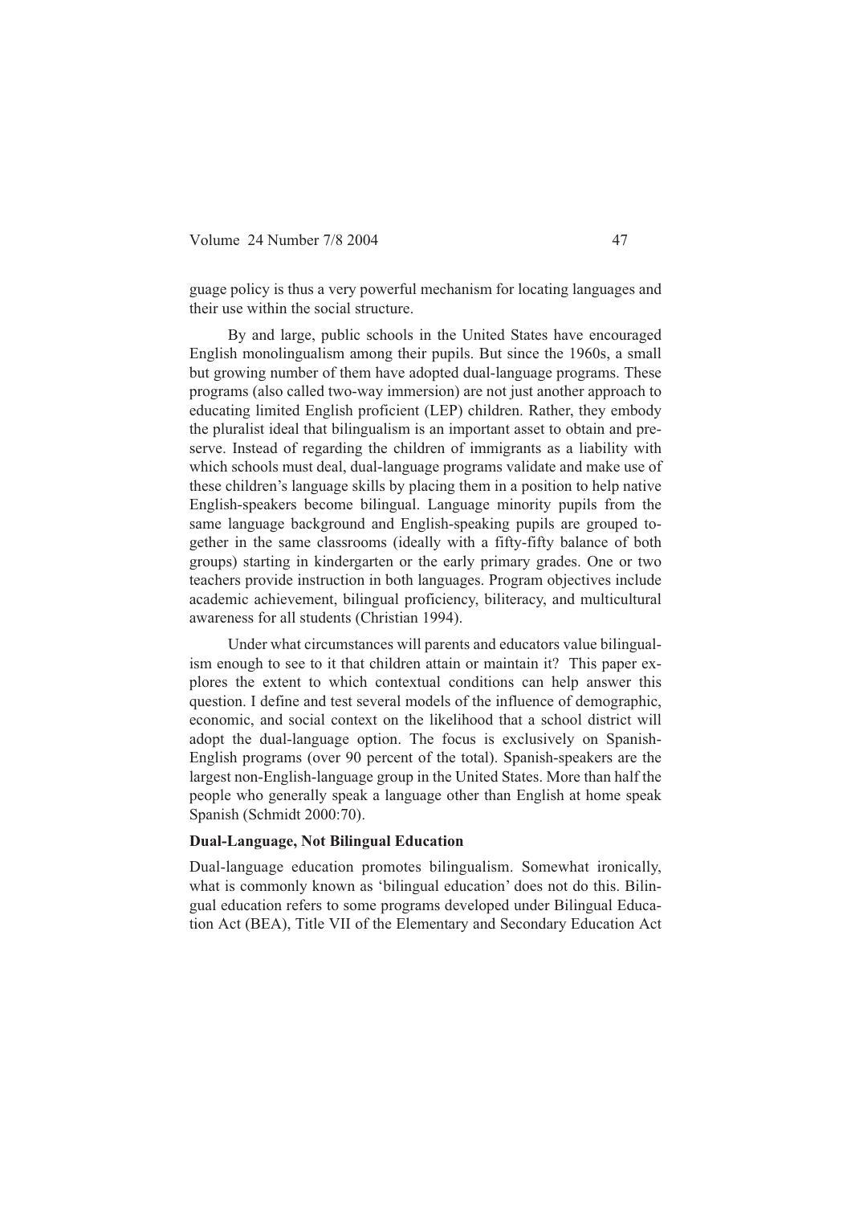guage policy is thus a very powerful mechanism for locating languages and their use within the social structure.

By and large, public schools in the United States have encouraged English monolingualism among their pupils. But since the 1960s, a small but growing number of them have adopted dual-language programs. These programs (also called two-way immersion) are not just another approach to educating limited English proficient (LEP) children. Rather, they embody the pluralist ideal that bilingualism is an important asset to obtain and preserve. Instead of regarding the children of immigrants as a liability with which schools must deal, dual-language programs validate and make use of these children's language skills by placing them in a position to help native English-speakers become bilingual. Language minority pupils from the same language background and English-speaking pupils are grouped together in the same classrooms (ideally with a fifty-fifty balance of both groups) starting in kindergarten or the early primary grades. One or two teachers provide instruction in both languages. Program objectives include academic achievement, bilingual proficiency, biliteracy, and multicultural awareness for all students (Christian 1994).

Under what circumstances will parents and educators value bilingualism enough to see to it that children attain or maintain it? This paper explores the extent to which contextual conditions can help answer this question. I define and test several models of the influence of demographic, economic, and social context on the likelihood that a school district will adopt the dual-language option. The focus is exclusively on Spanish-English programs (over 90 percent of the total). Spanish-speakers are the largest non-English-language group in the United States. More than half the people who generally speak a language other than English at home speak Spanish (Schmidt 2000:70).

**Dual-Language, Not Bilingual Education**

Dual-language education promotes bilingualism. Somewhat ironically, what is commonly known as 'bilingual education' does not do this. Bilingual education refers to some programs developed under Bilingual Education Act (BEA), Title VII of the Elementary and Secondary Education Act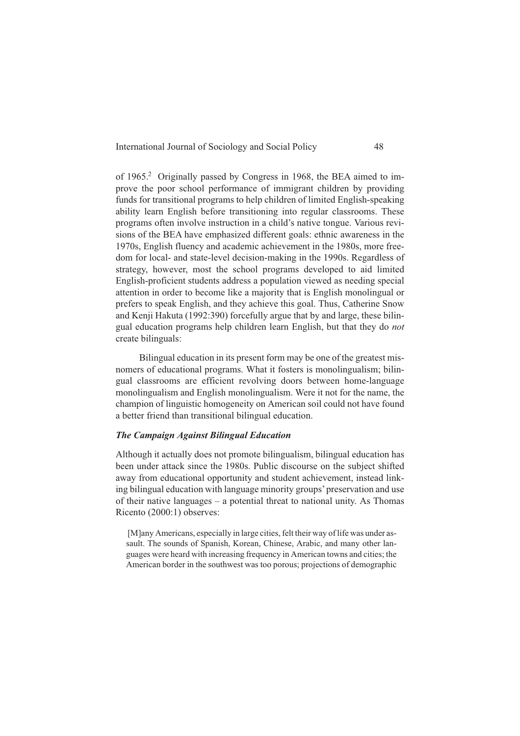of 1965.[2] Originally passed by Congress in 1968, the BEA aimed to improve the poor school performance of immigrant children by providing funds for transitional programs to help children of limited English-speaking ability learn English before transitioning into regular classrooms. These programs often involve instruction in a child's native tongue. Various revisions of the BEA have emphasized different goals: ethnic awareness in the 1970s, English fluency and academic achievement in the 1980s, more freedom for local- and state-level decision-making in the 1990s. Regardless of strategy, however, most the school programs developed to aid limited English-proficient students address a population viewed as needing special attention in order to become like a majority that is English monolingual or prefers to speak English, and they achieve this goal. Thus, Catherine Snow and Kenji Hakuta (1992:390) forcefully argue that by and large, these bilingual education programs help children learn English, but that they do *not* create bilinguals:

> Bilingual education in its present form may be one of the greatest misnomers of educational programs. What it fosters is monolingualism; bilingual classrooms are efficient revolving doors between home-language monolingualism and English monolingualism. Were it not for the name, the champion of linguistic homogeneity on American soil could not have found a better friend than transitional bilingual education.

### *The Campaign Against Bilingual Education*

Although it actually does not promote bilingualism, bilingual education has been under attack since the 1980s. Public discourse on the subject shifted away from educational opportunity and student achievement, instead linking bilingual education with language minority groups' preservation and use of their native languages – a potential threat to national unity. As Thomas Ricento (2000:1) observes:

> [M]any Americans, especially in large cities, felt their way of life was under assault. The sounds of Spanish, Korean, Chinese, Arabic, and many other languages were heard with increasing frequency in American towns and cities; the American border in the southwest was too porous; projections of demographic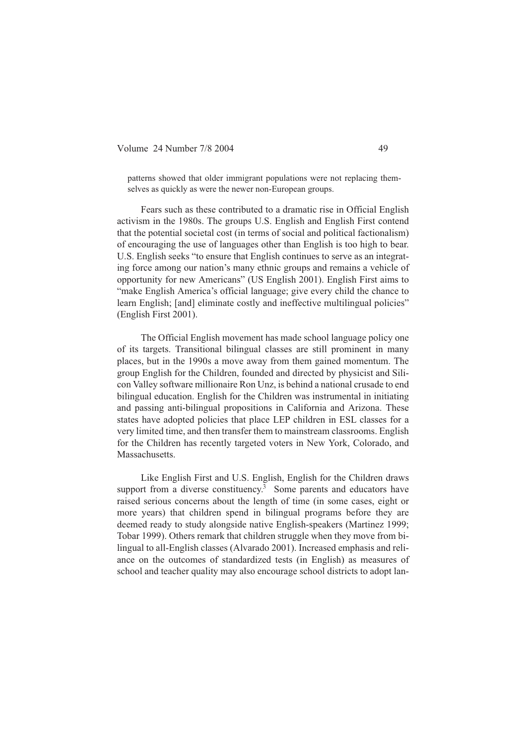patterns showed that older immigrant populations were not replacing themselves as quickly as were the newer non-European groups.

Fears such as these contributed to a dramatic rise in Official English activism in the 1980s. The groups U.S. English and English First contend that the potential societal cost (in terms of social and political factionalism) of encouraging the use of languages other than English is too high to bear. U.S. English seeks "to ensure that English continues to serve as an integrating force among our nation's many ethnic groups and remains a vehicle of opportunity for new Americans" (US English 2001). English First aims to "make English America's official language; give every child the chance to learn English; [and] eliminate costly and ineffective multilingual policies" (English First 2001).

The Official English movement has made school language policy one of its targets. Transitional bilingual classes are still prominent in many places, but in the 1990s a move away from them gained momentum. The group English for the Children, founded and directed by physicist and Silicon Valley software millionaire Ron Unz, is behind a national crusade to end bilingual education. English for the Children was instrumental in initiating and passing anti-bilingual propositions in California and Arizona. These states have adopted policies that place LEP children in ESL classes for a very limited time, and then transfer them to mainstream classrooms. English for the Children has recently targeted voters in New York, Colorado, and Massachusetts.

Like English First and U.S. English, English for the Children draws support from a diverse constituency.[3] Some parents and educators have raised serious concerns about the length of time (in some cases, eight or more years) that children spend in bilingual programs before they are deemed ready to study alongside native English-speakers (Martinez 1999; Tobar 1999). Others remark that children struggle when they move from bilingual to all-English classes (Alvarado 2001). Increased emphasis and reliance on the outcomes of standardized tests (in English) as measures of school and teacher quality may also encourage school districts to adopt lan-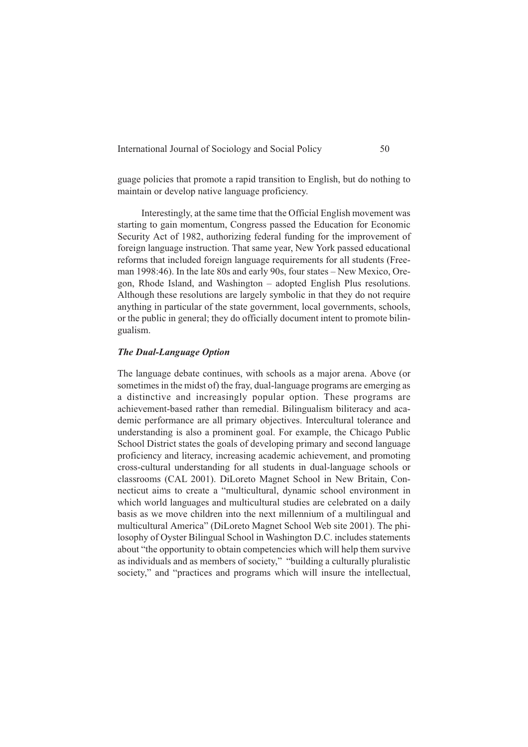guage policies that promote a rapid transition to English, but do nothing to maintain or develop native language proficiency.

Interestingly, at the same time that the Official English movement was starting to gain momentum, Congress passed the Education for Economic Security Act of 1982, authorizing federal funding for the improvement of foreign language instruction. That same year, New York passed educational reforms that included foreign language requirements for all students (Freeman 1998:46). In the late 80s and early 90s, four states – New Mexico, Oregon, Rhode Island, and Washington – adopted English Plus resolutions. Although these resolutions are largely symbolic in that they do not require anything in particular of the state government, local governments, schools, or the public in general; they do officially document intent to promote bilingualism.

### *The Dual-Language Option*

The language debate continues, with schools as a major arena. Above (or sometimes in the midst of) the fray, dual-language programs are emerging as a distinctive and increasingly popular option. These programs are achievement-based rather than remedial. Bilingualism biliteracy and academic performance are all primary objectives. Intercultural tolerance and understanding is also a prominent goal. For example, the Chicago Public School District states the goals of developing primary and second language proficiency and literacy, increasing academic achievement, and promoting cross-cultural understanding for all students in dual-language schools or classrooms (CAL 2001). DiLoreto Magnet School in New Britain, Connecticut aims to create a "multicultural, dynamic school environment in which world languages and multicultural studies are celebrated on a daily basis as we move children into the next millennium of a multilingual and multicultural America" (DiLoreto Magnet School Web site 2001). The philosophy of Oyster Bilingual School in Washington D.C. includes statements about "the opportunity to obtain competencies which will help them survive as individuals and as members of society," "building a culturally pluralistic society," and "practices and programs which will insure the intellectual,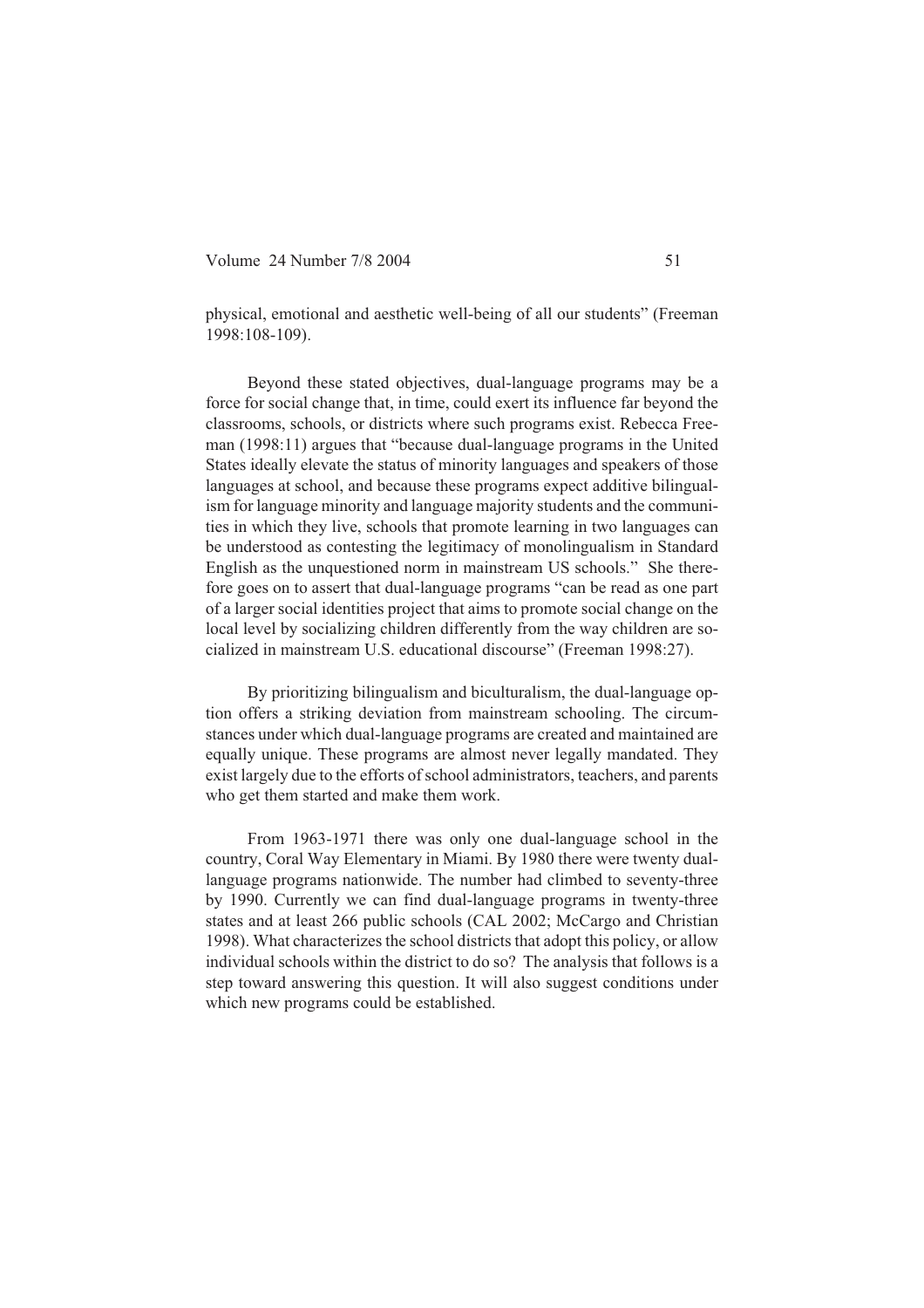physical, emotional and aesthetic well-being of all our students" (Freeman 1998:108-109).

Beyond these stated objectives, dual-language programs may be a force for social change that, in time, could exert its influence far beyond the classrooms, schools, or districts where such programs exist. Rebecca Freeman (1998:11) argues that "because dual-language programs in the United States ideally elevate the status of minority languages and speakers of those languages at school, and because these programs expect additive bilingualism for language minority and language majority students and the communities in which they live, schools that promote learning in two languages can be understood as contesting the legitimacy of monolingualism in Standard English as the unquestioned norm in mainstream US schools." She therefore goes on to assert that dual-language programs "can be read as one part of a larger social identities project that aims to promote social change on the local level by socializing children differently from the way children are socialized in mainstream U.S. educational discourse" (Freeman 1998:27).

By prioritizing bilingualism and biculturalism, the dual-language option offers a striking deviation from mainstream schooling. The circumstances under which dual-language programs are created and maintained are equally unique. These programs are almost never legally mandated. They exist largely due to the efforts of school administrators, teachers, and parents who get them started and make them work.

From 1963-1971 there was only one dual-language school in the country, Coral Way Elementary in Miami. By 1980 there were twenty dual-language programs nationwide. The number had climbed to seventy-three by 1990. Currently we can find dual-language programs in twenty-three states and at least 266 public schools (CAL 2002; McCargo and Christian 1998). What characterizes the school districts that adopt this policy, or allow individual schools within the district to do so? The analysis that follows is a step toward answering this question. It will also suggest conditions under which new programs could be established.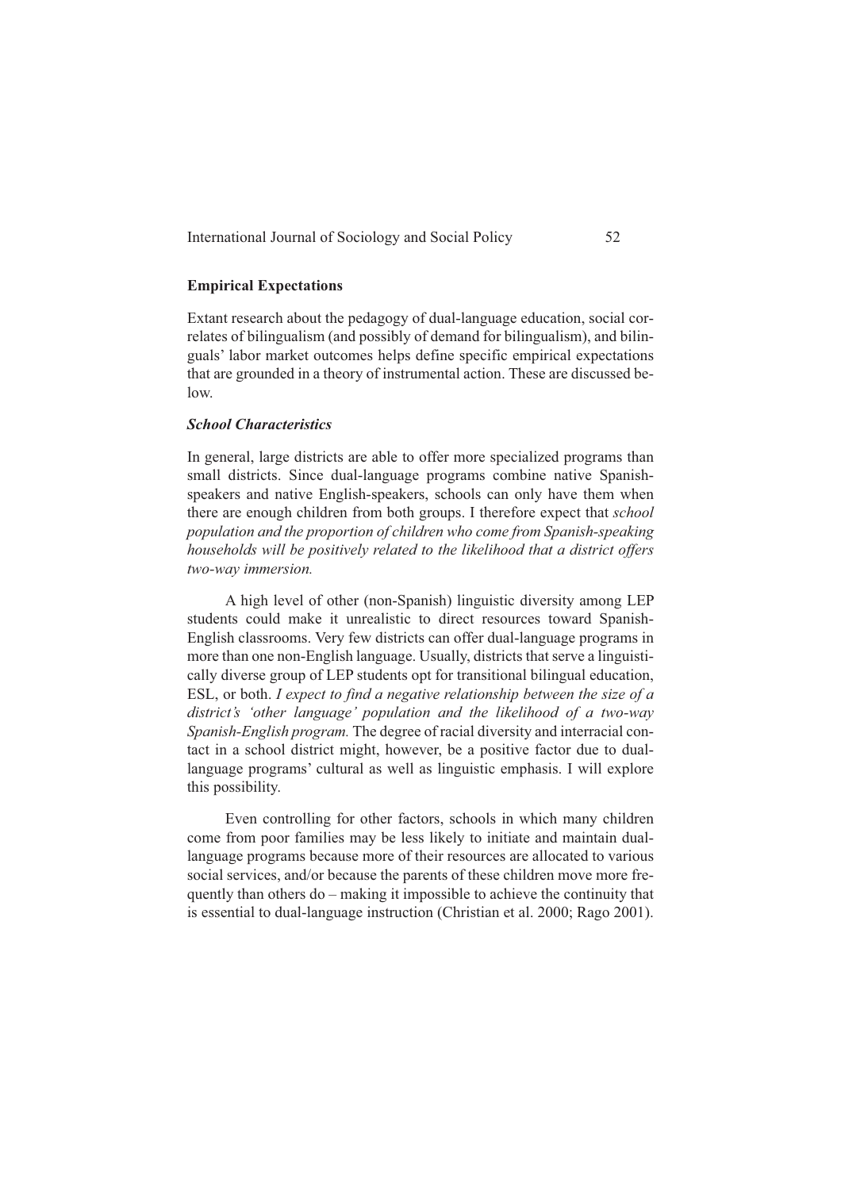## Empirical Expectations

Extant research about the pedagogy of dual-language education, social correlates of bilingualism (and possibly of demand for bilingualism), and bilinguals' labor market outcomes helps define specific empirical expectations that are grounded in a theory of instrumental action. These are discussed below.

### *School Characteristics*

In general, large districts are able to offer more specialized programs than small districts. Since dual-language programs combine native Spanish-speakers and native English-speakers, schools can only have them when there are enough children from both groups. I therefore expect that *school population and the proportion of children who come from Spanish-speaking households will be positively related to the likelihood that a district offers two-way immersion.*

A high level of other (non-Spanish) linguistic diversity among LEP students could make it unrealistic to direct resources toward Spanish-English classrooms. Very few districts can offer dual-language programs in more than one non-English language. Usually, districts that serve a linguistically diverse group of LEP students opt for transitional bilingual education, ESL, or both. *I expect to find a negative relationship between the size of a district's 'other language' population and the likelihood of a two-way Spanish-English program.* The degree of racial diversity and interracial contact in a school district might, however, be a positive factor due to dual-language programs' cultural as well as linguistic emphasis. I will explore this possibility.

Even controlling for other factors, schools in which many children come from poor families may be less likely to initiate and maintain dual-language programs because more of their resources are allocated to various social services, and/or because the parents of these children move more frequently than others do – making it impossible to achieve the continuity that is essential to dual-language instruction (Christian et al. 2000; Rago 2001).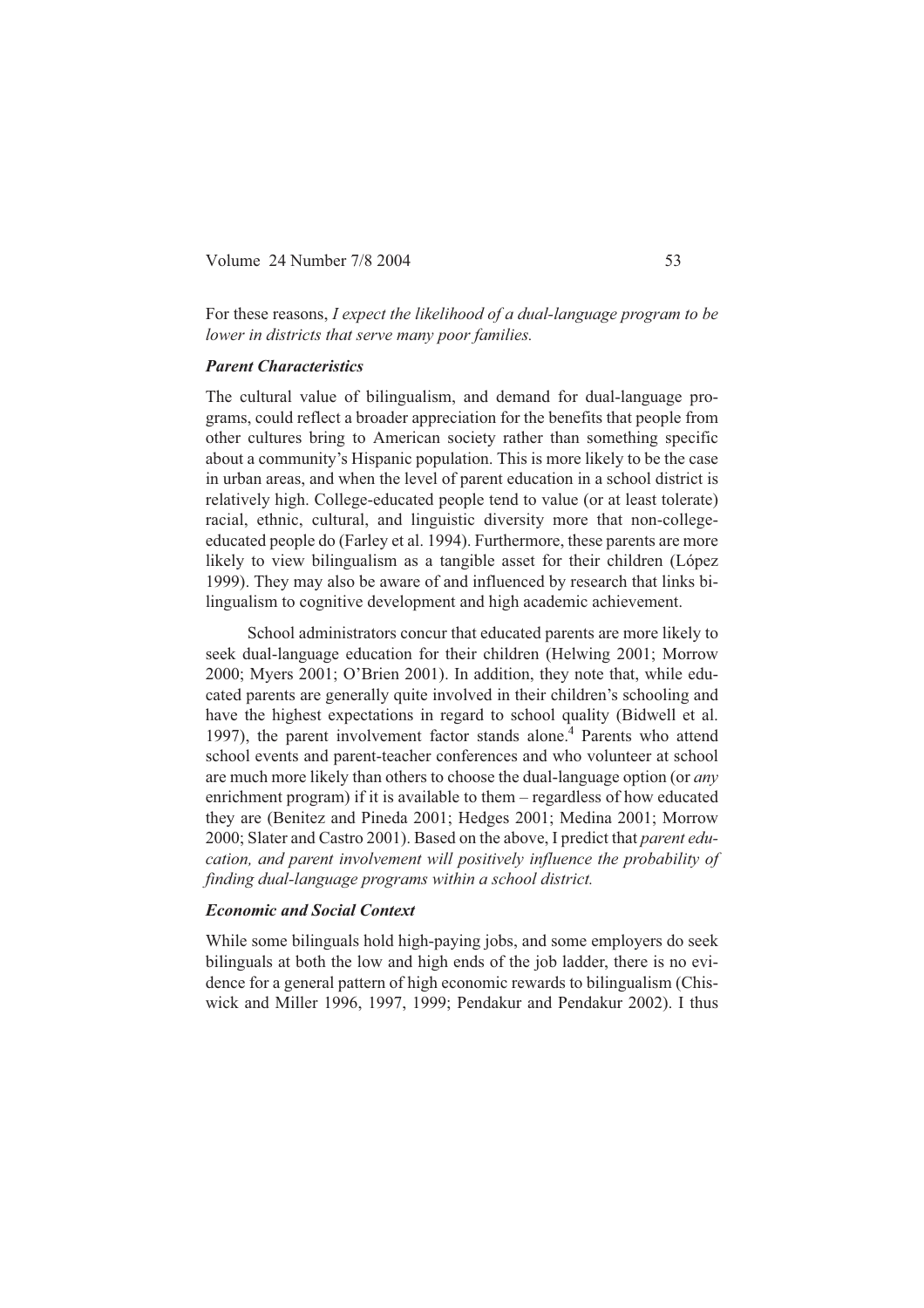For these reasons, *I expect the likelihood of a dual-language program to be lower in districts that serve many poor families.*

### *Parent Characteristics*

The cultural value of bilingualism, and demand for dual-language programs, could reflect a broader appreciation for the benefits that people from other cultures bring to American society rather than something specific about a community's Hispanic population. This is more likely to be the case in urban areas, and when the level of parent education in a school district is relatively high. College-educated people tend to value (or at least tolerate) racial, ethnic, cultural, and linguistic diversity more that non-college-educated people do (Farley et al. 1994). Furthermore, these parents are more likely to view bilingualism as a tangible asset for their children (López 1999). They may also be aware of and influenced by research that links bilingualism to cognitive development and high academic achievement.

School administrators concur that educated parents are more likely to seek dual-language education for their children (Helwing 2001; Morrow 2000; Myers 2001; O'Brien 2001). In addition, they note that, while educated parents are generally quite involved in their children's schooling and have the highest expectations in regard to school quality (Bidwell et al. 1997), the parent involvement factor stands alone.[4] Parents who attend school events and parent-teacher conferences and who volunteer at school are much more likely than others to choose the dual-language option (or *any* enrichment program) if it is available to them – regardless of how educated they are (Benitez and Pineda 2001; Hedges 2001; Medina 2001; Morrow 2000; Slater and Castro 2001). Based on the above, I predict that *parent education, and parent involvement will positively influence the probability of finding dual-language programs within a school district.*

### *Economic and Social Context*

While some bilinguals hold high-paying jobs, and some employers do seek bilinguals at both the low and high ends of the job ladder, there is no evidence for a general pattern of high economic rewards to bilingualism (Chiswick and Miller 1996, 1997, 1999; Pendakur and Pendakur 2002). I thus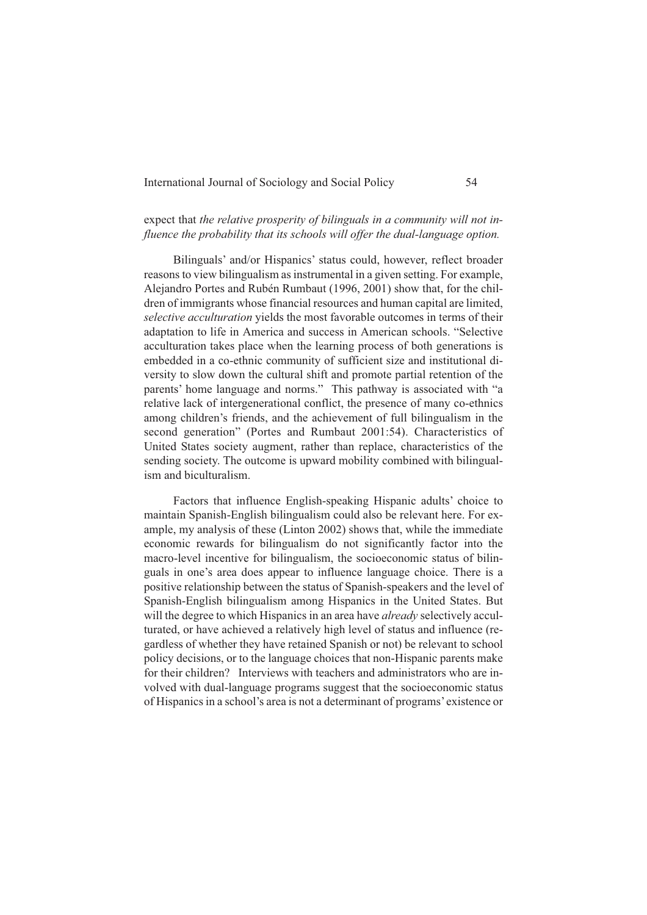expect that *the relative prosperity of bilinguals in a community will not influence the probability that its schools will offer the dual-language option.*

Bilinguals' and/or Hispanics' status could, however, reflect broader reasons to view bilingualism as instrumental in a given setting. For example, Alejandro Portes and Rubén Rumbaut (1996, 2001) show that, for the children of immigrants whose financial resources and human capital are limited, *selective acculturation* yields the most favorable outcomes in terms of their adaptation to life in America and success in American schools. "Selective acculturation takes place when the learning process of both generations is embedded in a co-ethnic community of sufficient size and institutional diversity to slow down the cultural shift and promote partial retention of the parents' home language and norms." This pathway is associated with "a relative lack of intergenerational conflict, the presence of many co-ethnics among children's friends, and the achievement of full bilingualism in the second generation" (Portes and Rumbaut 2001:54). Characteristics of United States society augment, rather than replace, characteristics of the sending society. The outcome is upward mobility combined with bilingualism and biculturalism.

Factors that influence English-speaking Hispanic adults' choice to maintain Spanish-English bilingualism could also be relevant here. For example, my analysis of these (Linton 2002) shows that, while the immediate economic rewards for bilingualism do not significantly factor into the macro-level incentive for bilingualism, the socioeconomic status of bilinguals in one's area does appear to influence language choice. There is a positive relationship between the status of Spanish-speakers and the level of Spanish-English bilingualism among Hispanics in the United States. But will the degree to which Hispanics in an area have *already* selectively acculturated, or have achieved a relatively high level of status and influence (regardless of whether they have retained Spanish or not) be relevant to school policy decisions, or to the language choices that non-Hispanic parents make for their children? Interviews with teachers and administrators who are involved with dual-language programs suggest that the socioeconomic status of Hispanics in a school's area is not a determinant of programs' existence or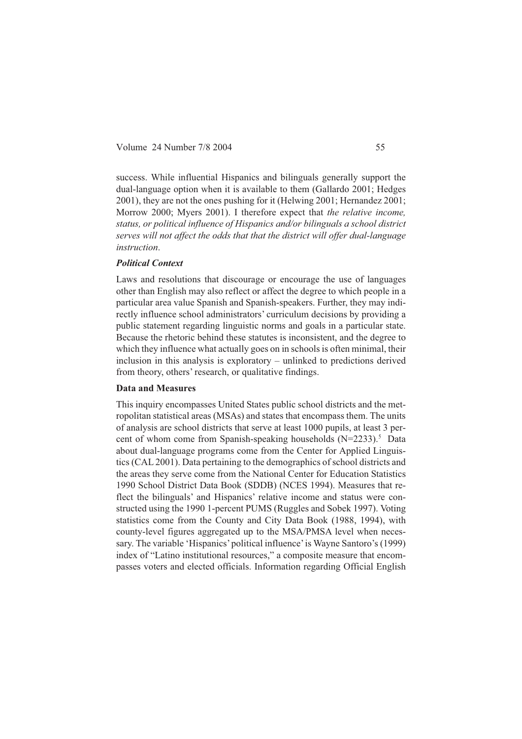success. While influential Hispanics and bilinguals generally support the dual-language option when it is available to them (Gallardo 2001; Hedges 2001), they are not the ones pushing for it (Helwing 2001; Hernandez 2001; Morrow 2000; Myers 2001). I therefore expect that *the relative income, status, or political influence of Hispanics and/or bilinguals a school district serves will not affect the odds that that the district will offer dual-language instruction*.

### *Political Context*

Laws and resolutions that discourage or encourage the use of languages other than English may also reflect or affect the degree to which people in a particular area value Spanish and Spanish-speakers. Further, they may indirectly influence school administrators' curriculum decisions by providing a public statement regarding linguistic norms and goals in a particular state. Because the rhetoric behind these statutes is inconsistent, and the degree to which they influence what actually goes on in schools is often minimal, their inclusion in this analysis is exploratory – unlinked to predictions derived from theory, others' research, or qualitative findings.

## Data and Measures

This inquiry encompasses United States public school districts and the metropolitan statistical areas (MSAs) and states that encompass them. The units of analysis are school districts that serve at least 1000 pupils, at least 3 percent of whom come from Spanish-speaking households (N=2233).[5] Data about dual-language programs come from the Center for Applied Linguistics (CAL 2001). Data pertaining to the demographics of school districts and the areas they serve come from the National Center for Education Statistics 1990 School District Data Book (SDDB) (NCES 1994). Measures that reflect the bilinguals' and Hispanics' relative income and status were constructed using the 1990 1-percent PUMS (Ruggles and Sobek 1997). Voting statistics come from the County and City Data Book (1988, 1994), with county-level figures aggregated up to the MSA/PMSA level when necessary. The variable 'Hispanics' political influence' is Wayne Santoro's (1999) index of "Latino institutional resources," a composite measure that encompasses voters and elected officials. Information regarding Official English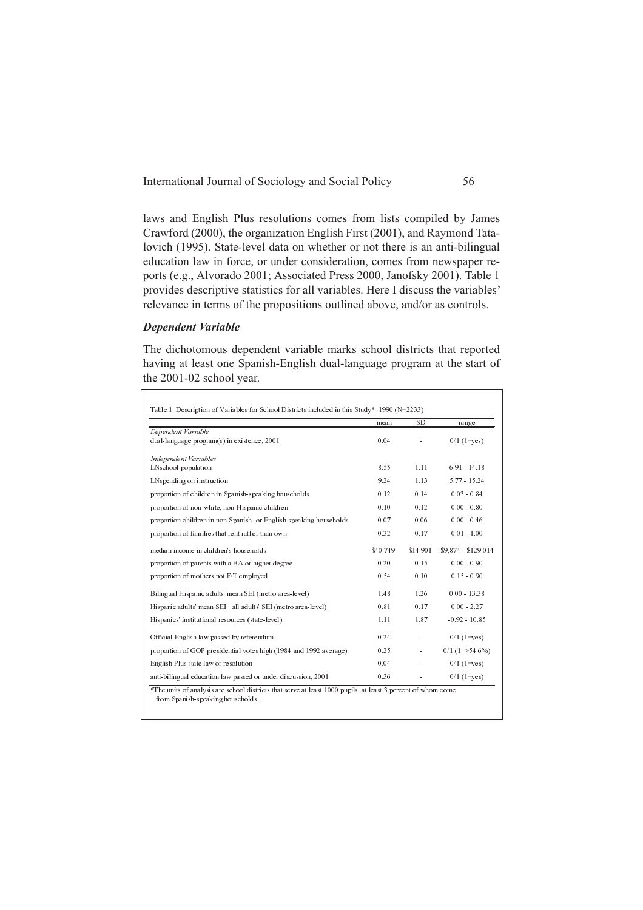laws and English Plus resolutions comes from lists compiled by James Crawford (2000), the organization English First (2001), and Raymond Tatalovich (1995). State-level data on whether or not there is an anti-bilingual education law in force, or under consideration, comes from newspaper reports (e.g., Alvorado 2001; Associated Press 2000, Janofsky 2001). Table 1 provides descriptive statistics for all variables. Here I discuss the variables' relevance in terms of the propositions outlined above, and/or as controls.

### *Dependent Variable*

The dichotomous dependent variable marks school districts that reported having at least one Spanish-English dual-language program at the start of the 2001-02 school year.

Table 1. Description of Variables for School Districts included in this Study*, 1990 (N=2233)

| | mean | SD | range |
|---|---|---|---|
| *Dependent Variable* | | | |
| dual-language program(s) in existence, 2001 | 0.04 | - | 0/1 (1=yes) |
| *Independent Variables* | | | |
| LNschool population | 8.55 | 1.11 | 6.91 - 14.18 |
| LNspending on instruction | 9.24 | 1.13 | 5.77 - 15.24 |
| proportion of children in Spanish-speaking households | 0.12 | 0.14 | 0.03 - 0.84 |
| proportion of non-white, non-Hispanic children | 0.10 | 0.12 | 0.00 - 0.80 |
| proportion children in non-Spanish- or English-speaking households | 0.07 | 0.06 | 0.00 - 0.46 |
| proportion of families that rent rather than own | 0.32 | 0.17 | 0.01 - 1.00 |
| median income in children's households | $40,749 | $14,901 | $9,874 - $129,014 |
| proportion of parents with a BA or higher degree | 0.20 | 0.15 | 0.00 - 0.90 |
| proportion of mothers not F/T employed | 0.54 | 0.10 | 0.15 - 0.90 |
| Bilingual Hispanic adults' mean SEI (metro area-level) | 1.48 | 1.26 | 0.00 - 13.38 |
| Hispanic adults' mean SEI : all adults' SEI (metro area-level) | 0.81 | 0.17 | 0.00 - 2.27 |
| Hispanics' institutional resources (state-level) | 1.11 | 1.87 | -0.92 - 10.85 |
| Official English law passed by referendum | 0.24 | - | 0/1 (1=yes) |
| proportion of GOP presidential votes high (1984 and 1992 average) | 0.25 | - | 0/1 (1: >54.6%) |
| English Plus state law or resolution | 0.04 | - | 0/1 (1=yes) |
| anti-bilingual education law passed or under discussion, 2001 | 0.36 | - | 0/1 (1=yes) |

*The units of analysis are school districts that serve at least 1000 pupils, at least 3 percent of whom come from Spanish-speaking households.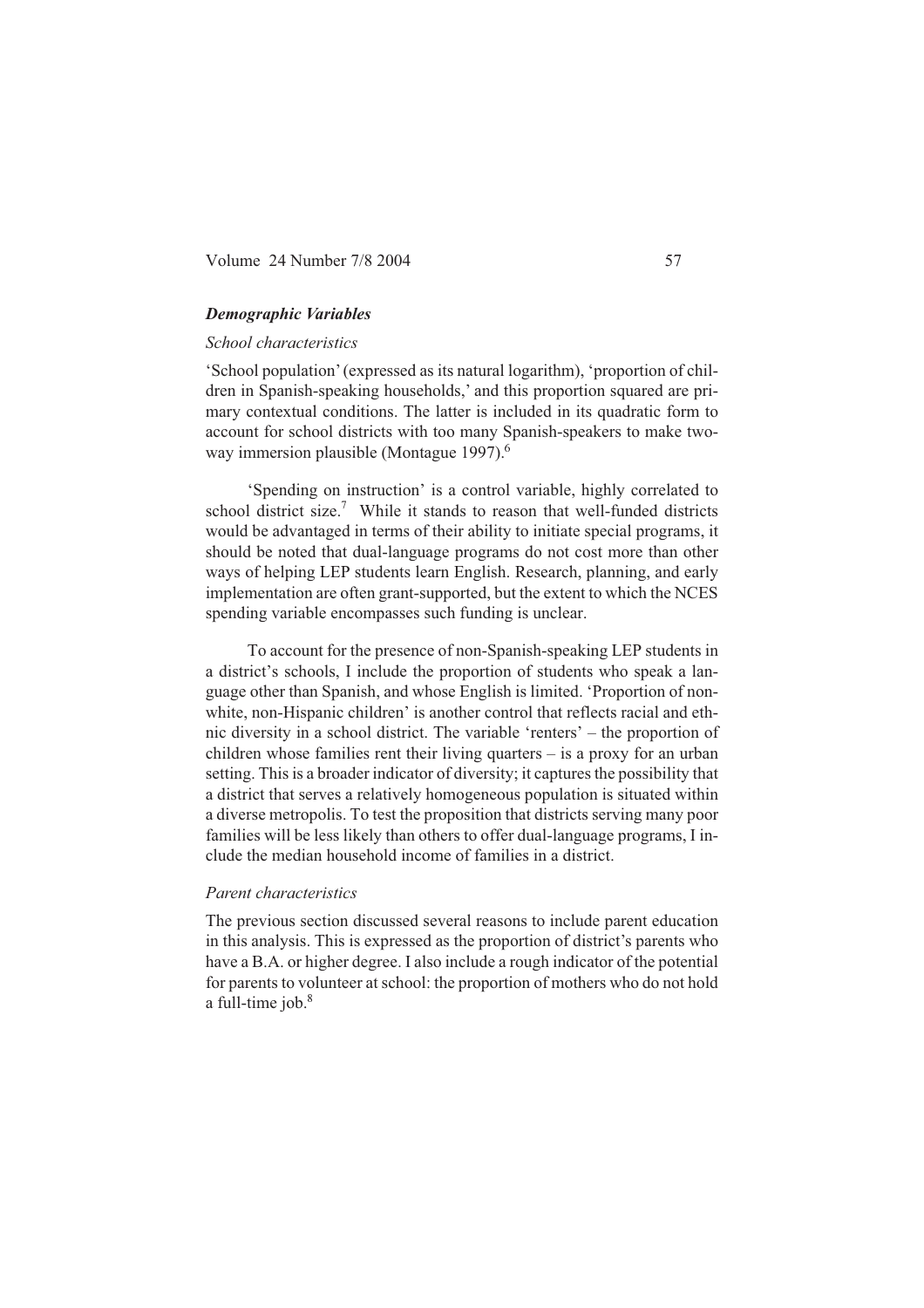### *Demographic Variables*

*School characteristics*

'School population' (expressed as its natural logarithm), 'proportion of children in Spanish-speaking households,' and this proportion squared are primary contextual conditions. The latter is included in its quadratic form to account for school districts with too many Spanish-speakers to make two-way immersion plausible (Montague 1997).[6]

'Spending on instruction' is a control variable, highly correlated to school district size.[7] While it stands to reason that well-funded districts would be advantaged in terms of their ability to initiate special programs, it should be noted that dual-language programs do not cost more than other ways of helping LEP students learn English. Research, planning, and early implementation are often grant-supported, but the extent to which the NCES spending variable encompasses such funding is unclear.

To account for the presence of non-Spanish-speaking LEP students in a district's schools, I include the proportion of students who speak a language other than Spanish, and whose English is limited. 'Proportion of non-white, non-Hispanic children' is another control that reflects racial and ethnic diversity in a school district. The variable 'renters' – the proportion of children whose families rent their living quarters – is a proxy for an urban setting. This is a broader indicator of diversity; it captures the possibility that a district that serves a relatively homogeneous population is situated within a diverse metropolis. To test the proposition that districts serving many poor families will be less likely than others to offer dual-language programs, I include the median household income of families in a district.

*Parent characteristics*

The previous section discussed several reasons to include parent education in this analysis. This is expressed as the proportion of district's parents who have a B.A. or higher degree. I also include a rough indicator of the potential for parents to volunteer at school: the proportion of mothers who do not hold a full-time job.[8]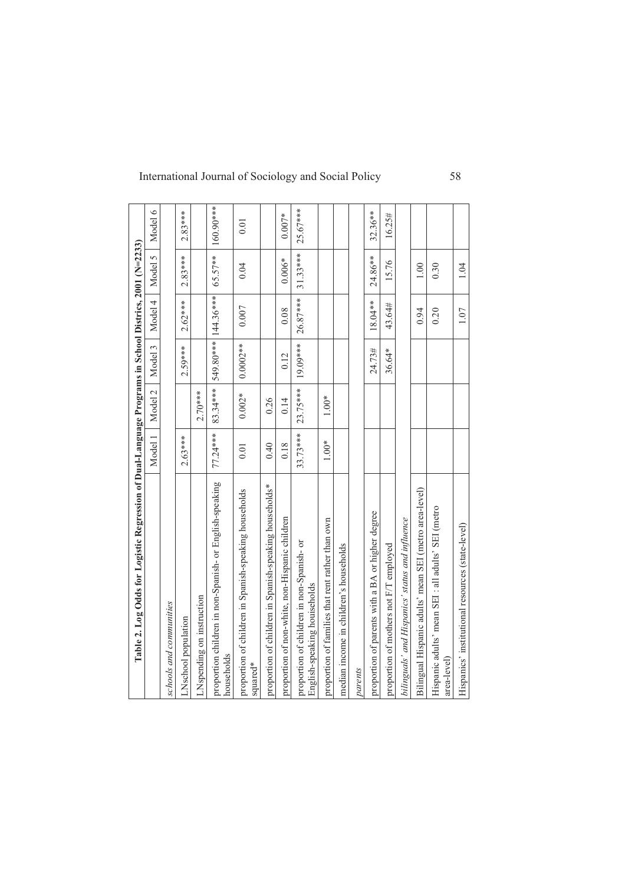**Table 2. Log Odds for Logistic Regression of Dual-Language Programs in School Districs, 2001 (N=2233)**

| | Model 1 | Model 2 | Model 3 | Model 4 | Model 5 | Model 6 |
|---|---|---|---|---|---|---|
| *schools and communities* | | | | | | |
| LNschool population | 2.63*** | | 2.59*** | 2.62*** | 2.83*** | 2.83*** |
| LNspending on instruction | | 2.70*** | | | | |
| proportion children in non-Spanish- or English-speaking households | 77.24*** | 83.34*** | 549.80*** | 144.36*** | 65.57** | 160.90*** |
| proportion of children in Spanish-speaking households squared* | 0.01 | 0.002* | 0.0002** | 0.007 | 0.04 | 0.01 |
| proportion of children in Spanish-speaking households* | 0.40 | 0.26 | | | | |
| proportion of non-white, non-Hispanic children | 0.18 | 0.14 | 0.12 | 0.08 | 0.006* | 0.007* |
| proportion of children in non-Spanish- or English-speaking households | 33.73*** | 23.75*** | 19.09*** | 26.87*** | 31.33*** | 25.67*** |
| proportion of families that rent rather than own | 1.00* | 1.00* | | | | |
| median income in children's households | | | | | | |
| *parents* | | | | | | |
| proportion of parents with a BA or higher degree | | | 24.73# | 18.04** | 24.86** | 32.36** |
| proportion of mothers not F/T employed | | | 36.64* | 43.64# | 15.76 | 16.25# |
| *bilinguals' and Hispanics' status and influence* | | | | | | |
| Bilingual Hispanic adults' mean SEI (metro area-level) | | | | 0.94 | 1.00 | |
| Hispanic adults' mean SEI : all adults' SEI (metro area-level) | | | | 0.20 | 0.30 | |
| Hispanics' institutional resources (state-level) | | | | 1.07 | 1.04 | |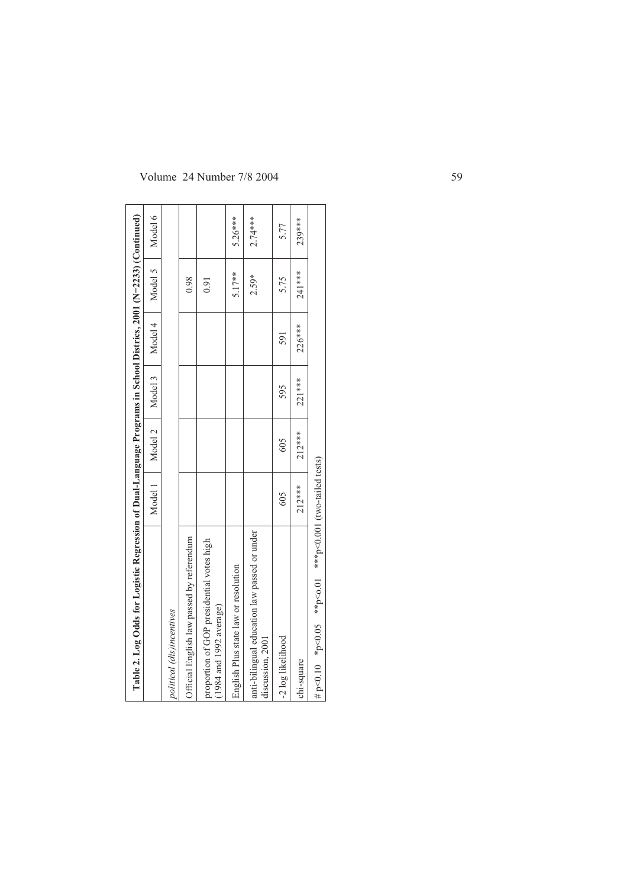**Table 2. Log Odds for Logistic Regression of Dual-Language Programs in School Districts, 2001 (N=2233) (Continued)**

| | Model 1 | Model 2 | Model 3 | Model 4 | Model 5 | Model 6 |
|---|---|---|---|---|---|---|
| *political (dis)incentives* | | | | | | |
| Official English law passed by referendum | | | | | 0.98 | |
| proportion of GOP presidential votes high (1984 and 1992 average) | | | | | 0.91 | |
| English Plus state law or resolution | | | | | 5.17** | 5.26*** |
| anti-bilingual education law passed or under discussion, 2001 | | | | | 2.59* | 2.74*** |
| -2 log likelihood | 605 | 605 | 595 | 591 | 5.75 | 5.77 |
| chi-square | 212*** | 212*** | 221*** | 226*** | 241*** | 239*** |

# p<0.10 *p<0.05 **p<0.01 ***p<0.001 (two-tailed tests)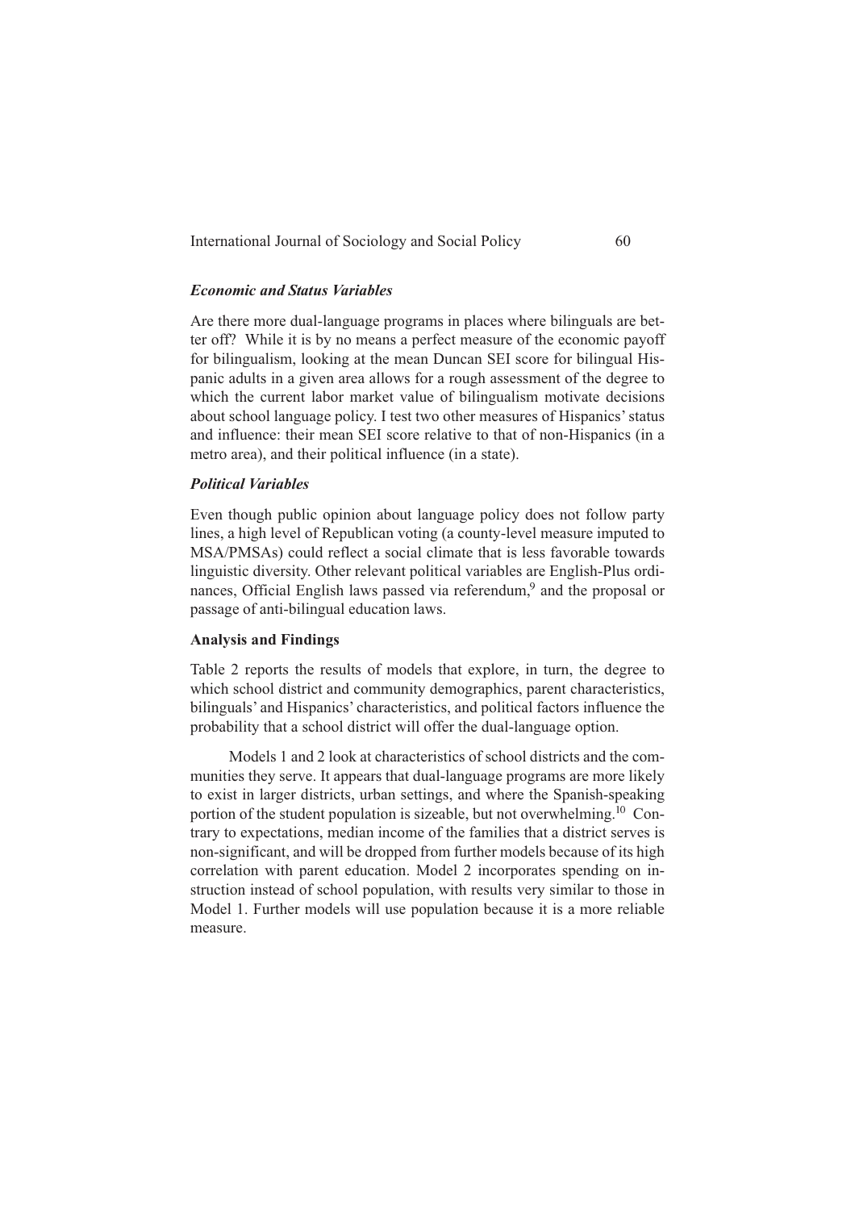### *Economic and Status Variables*

Are there more dual-language programs in places where bilinguals are better off? While it is by no means a perfect measure of the economic payoff for bilingualism, looking at the mean Duncan SEI score for bilingual Hispanic adults in a given area allows for a rough assessment of the degree to which the current labor market value of bilingualism motivate decisions about school language policy. I test two other measures of Hispanics' status and influence: their mean SEI score relative to that of non-Hispanics (in a metro area), and their political influence (in a state).

### *Political Variables*

Even though public opinion about language policy does not follow party lines, a high level of Republican voting (a county-level measure imputed to MSA/PMSAs) could reflect a social climate that is less favorable towards linguistic diversity. Other relevant political variables are English-Plus ordinances, Official English laws passed via referendum,[9] and the proposal or passage of anti-bilingual education laws.

## **Analysis and Findings**

Table 2 reports the results of models that explore, in turn, the degree to which school district and community demographics, parent characteristics, bilinguals' and Hispanics' characteristics, and political factors influence the probability that a school district will offer the dual-language option.

Models 1 and 2 look at characteristics of school districts and the communities they serve. It appears that dual-language programs are more likely to exist in larger districts, urban settings, and where the Spanish-speaking portion of the student population is sizeable, but not overwhelming.[10] Contrary to expectations, median income of the families that a district serves is non-significant, and will be dropped from further models because of its high correlation with parent education. Model 2 incorporates spending on instruction instead of school population, with results very similar to those in Model 1. Further models will use population because it is a more reliable measure.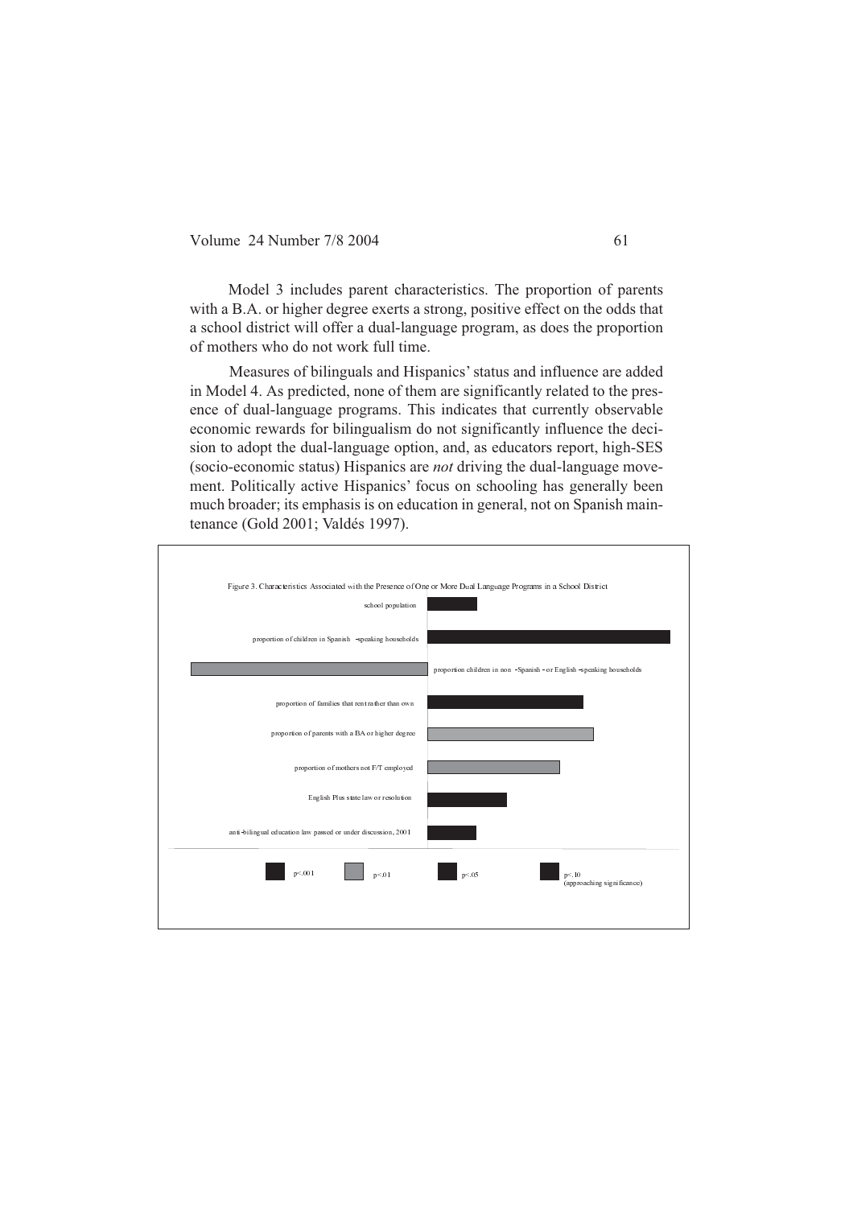Model 3 includes parent characteristics. The proportion of parents with a B.A. or higher degree exerts a strong, positive effect on the odds that a school district will offer a dual-language program, as does the proportion of mothers who do not work full time.

Measures of bilinguals and Hispanics' status and influence are added in Model 4. As predicted, none of them are significantly related to the presence of dual-language programs. This indicates that currently observable economic rewards for bilingualism do not significantly influence the decision to adopt the dual-language option, and, as educators report, high-SES (socio-economic status) Hispanics are *not* driving the dual-language movement. Politically active Hispanics' focus on schooling has generally been much broader; its emphasis is on education in general, not on Spanish maintenance (Gold 2001; Valdés 1997).

Figure 3. Characteristics Associated with the Presence of One or More Dual Language Programs in a School District

- school population
- proportion of children in Spanish-speaking households
- proportion children in non-Spanish- or English-speaking households
- proportion of families that rent rather than own
- proportion of parents with a BA or higher degree
- proportion of mothers not F/T employed
- English Plus state law or resolution
- anti-bilingual education law passed or under discussion, 2001

Legend: $p<.001$; $p<.01$; $p<.05$; $p<.10$ (approaching significance)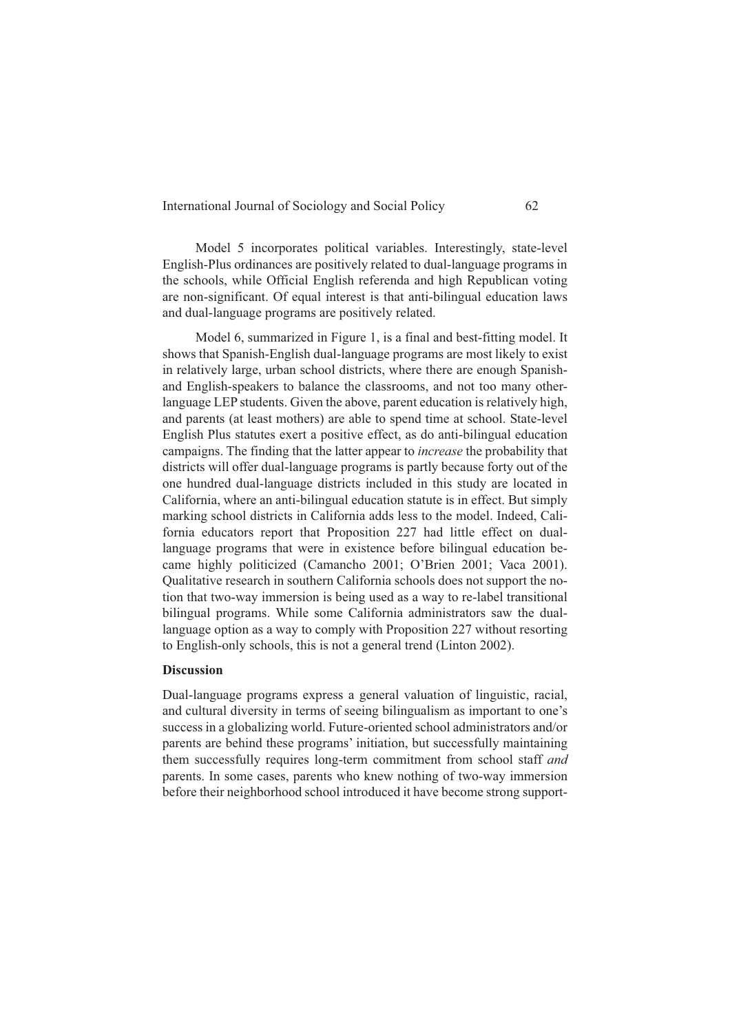Model 5 incorporates political variables. Interestingly, state-level English-Plus ordinances are positively related to dual-language programs in the schools, while Official English referenda and high Republican voting are non-significant. Of equal interest is that anti-bilingual education laws and dual-language programs are positively related.

Model 6, summarized in Figure 1, is a final and best-fitting model. It shows that Spanish-English dual-language programs are most likely to exist in relatively large, urban school districts, where there are enough Spanish- and English-speakers to balance the classrooms, and not too many other-language LEP students. Given the above, parent education is relatively high, and parents (at least mothers) are able to spend time at school. State-level English Plus statutes exert a positive effect, as do anti-bilingual education campaigns. The finding that the latter appear to *increase* the probability that districts will offer dual-language programs is partly because forty out of the one hundred dual-language districts included in this study are located in California, where an anti-bilingual education statute is in effect. But simply marking school districts in California adds less to the model. Indeed, California educators report that Proposition 227 had little effect on dual-language programs that were in existence before bilingual education became highly politicized (Camancho 2001; O'Brien 2001; Vaca 2001). Qualitative research in southern California schools does not support the notion that two-way immersion is being used as a way to re-label transitional bilingual programs. While some California administrators saw the dual-language option as a way to comply with Proposition 227 without resorting to English-only schools, this is not a general trend (Linton 2002).

**Discussion**

Dual-language programs express a general valuation of linguistic, racial, and cultural diversity in terms of seeing bilingualism as important to one's success in a globalizing world. Future-oriented school administrators and/or parents are behind these programs' initiation, but successfully maintaining them successfully requires long-term commitment from school staff *and* parents. In some cases, parents who knew nothing of two-way immersion before their neighborhood school introduced it have become strong support-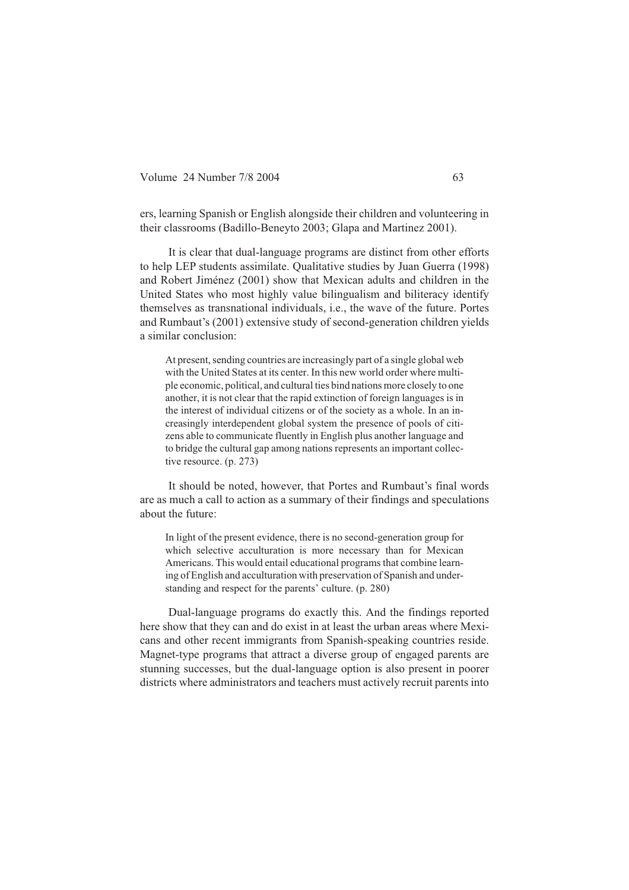ers, learning Spanish or English alongside their children and volunteering in their classrooms (Badillo-Beneyto 2003; Glapa and Martinez 2001).

It is clear that dual-language programs are distinct from other efforts to help LEP students assimilate. Qualitative studies by Juan Guerra (1998) and Robert Jiménez (2001) show that Mexican adults and children in the United States who most highly value bilingualism and biliteracy identify themselves as transnational individuals, i.e., the wave of the future. Portes and Rumbaut's (2001) extensive study of second-generation children yields a similar conclusion:

> At present, sending countries are increasingly part of a single global web with the United States at its center. In this new world order where multiple economic, political, and cultural ties bind nations more closely to one another, it is not clear that the rapid extinction of foreign languages is in the interest of individual citizens or of the society as a whole. In an increasingly interdependent global system the presence of pools of citizens able to communicate fluently in English plus another language and to bridge the cultural gap among nations represents an important collective resource. (p. 273)

It should be noted, however, that Portes and Rumbaut's final words are as much a call to action as a summary of their findings and speculations about the future:

> In light of the present evidence, there is no second-generation group for which selective acculturation is more necessary than for Mexican Americans. This would entail educational programs that combine learning of English and acculturation with preservation of Spanish and understanding and respect for the parents' culture. (p. 280)

Dual-language programs do exactly this. And the findings reported here show that they can and do exist in at least the urban areas where Mexicans and other recent immigrants from Spanish-speaking countries reside. Magnet-type programs that attract a diverse group of engaged parents are stunning successes, but the dual-language option is also present in poorer districts where administrators and teachers must actively recruit parents into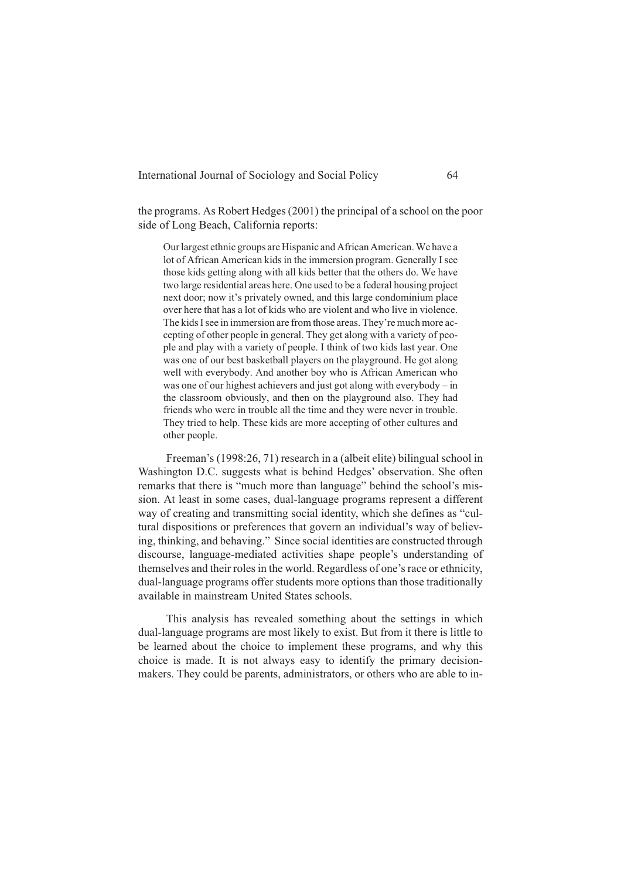the programs. As Robert Hedges (2001) the principal of a school on the poor side of Long Beach, California reports:

> Our largest ethnic groups are Hispanic and African American. We have a lot of African American kids in the immersion program. Generally I see those kids getting along with all kids better that the others do. We have two large residential areas here. One used to be a federal housing project next door; now it's privately owned, and this large condominium place over here that has a lot of kids who are violent and who live in violence. The kids I see in immersion are from those areas. They're much more accepting of other people in general. They get along with a variety of people and play with a variety of people. I think of two kids last year. One was one of our best basketball players on the playground. He got along well with everybody. And another boy who is African American who was one of our highest achievers and just got along with everybody – in the classroom obviously, and then on the playground also. They had friends who were in trouble all the time and they were never in trouble. They tried to help. These kids are more accepting of other cultures and other people.

Freeman's (1998:26, 71) research in a (albeit elite) bilingual school in Washington D.C. suggests what is behind Hedges' observation. She often remarks that there is "much more than language" behind the school's mission. At least in some cases, dual-language programs represent a different way of creating and transmitting social identity, which she defines as "cultural dispositions or preferences that govern an individual's way of believing, thinking, and behaving." Since social identities are constructed through discourse, language-mediated activities shape people's understanding of themselves and their roles in the world. Regardless of one's race or ethnicity, dual-language programs offer students more options than those traditionally available in mainstream United States schools.

This analysis has revealed something about the settings in which dual-language programs are most likely to exist. But from it there is little to be learned about the choice to implement these programs, and why this choice is made. It is not always easy to identify the primary decision-makers. They could be parents, administrators, or others who are able to in-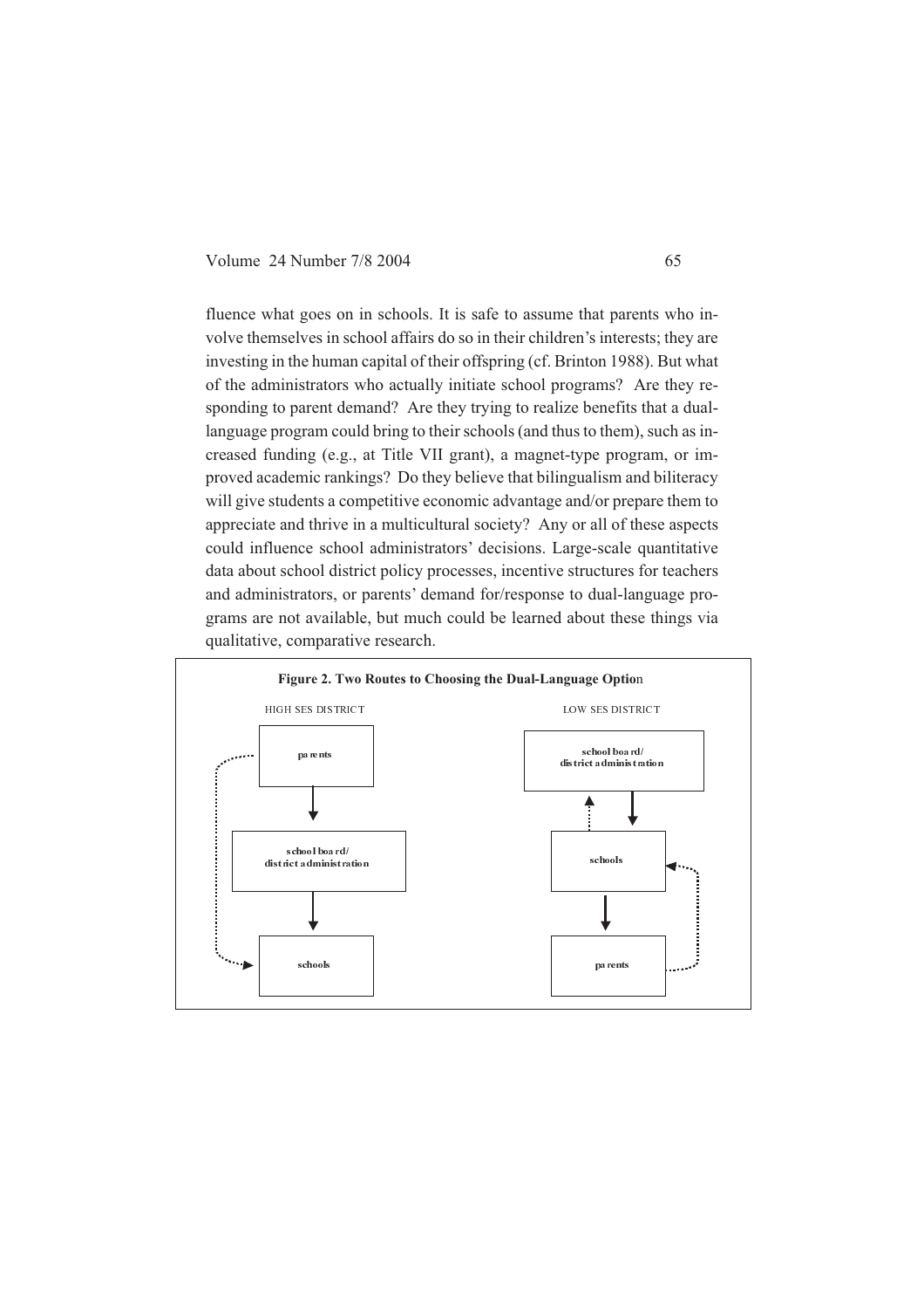fluence what goes on in schools. It is safe to assume that parents who involve themselves in school affairs do so in their children's interests; they are investing in the human capital of their offspring (cf. Brinton 1988). But what of the administrators who actually initiate school programs? Are they responding to parent demand? Are they trying to realize benefits that a dual-language program could bring to their schools (and thus to them), such as increased funding (e.g., at Title VII grant), a magnet-type program, or improved academic rankings? Do they believe that bilingualism and biliteracy will give students a competitive economic advantage and/or prepare them to appreciate and thrive in a multicultural society? Any or all of these aspects could influence school administrators' decisions. Large-scale quantitative data about school district policy processes, incentive structures for teachers and administrators, or parents' demand for/response to dual-language programs are not available, but much could be learned about these things via qualitative, comparative research.

**Figure 2. Two Routes to Choosing the Dual-Language Option**

HIGH SES DISTRICT: parents → school board/district administration → schools (dotted arrow: parents → schools)

LOW SES DISTRICT: school board/district administration → schools → parents (dotted arrows: parents → schools; schools → school board/district administration)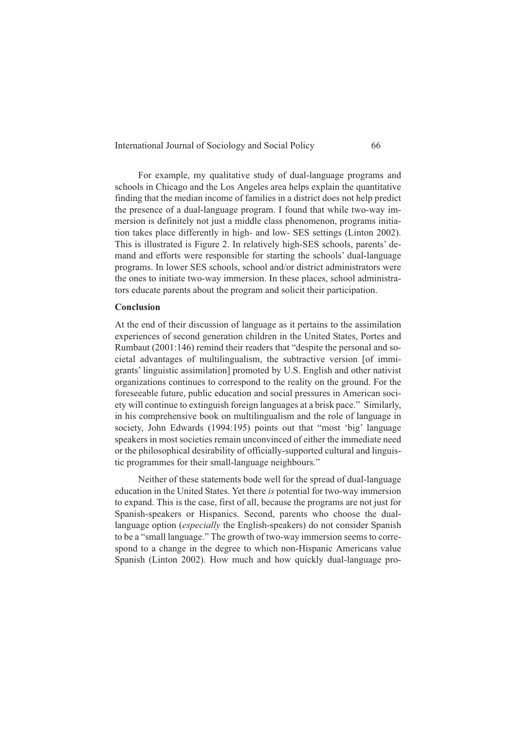For example, my qualitative study of dual-language programs and schools in Chicago and the Los Angeles area helps explain the quantitative finding that the median income of families in a district does not help predict the presence of a dual-language program. I found that while two-way immersion is definitely not just a middle class phenomenon, programs initiation takes place differently in high- and low- SES settings (Linton 2002). This is illustrated is Figure 2. In relatively high-SES schools, parents' demand and efforts were responsible for starting the schools' dual-language programs. In lower SES schools, school and/or district administrators were the ones to initiate two-way immersion. In these places, school administrators educate parents about the program and solicit their participation.

## Conclusion

At the end of their discussion of language as it pertains to the assimilation experiences of second generation children in the United States, Portes and Rumbaut (2001:146) remind their readers that "despite the personal and societal advantages of multilingualism, the subtractive version [of immigrants' linguistic assimilation] promoted by U.S. English and other nativist organizations continues to correspond to the reality on the ground. For the foreseeable future, public education and social pressures in American society will continue to extinguish foreign languages at a brisk pace." Similarly, in his comprehensive book on multilingualism and the role of language in society, John Edwards (1994:195) points out that "most 'big' language speakers in most societies remain unconvinced of either the immediate need or the philosophical desirability of officially-supported cultural and linguistic programmes for their small-language neighbours."

Neither of these statements bode well for the spread of dual-language education in the United States. Yet there *is* potential for two-way immersion to expand. This is the case, first of all, because the programs are not just for Spanish-speakers or Hispanics. Second, parents who choose the dual-language option (*especially* the English-speakers) do not consider Spanish to be a "small language." The growth of two-way immersion seems to correspond to a change in the degree to which non-Hispanic Americans value Spanish (Linton 2002). How much and how quickly dual-language pro-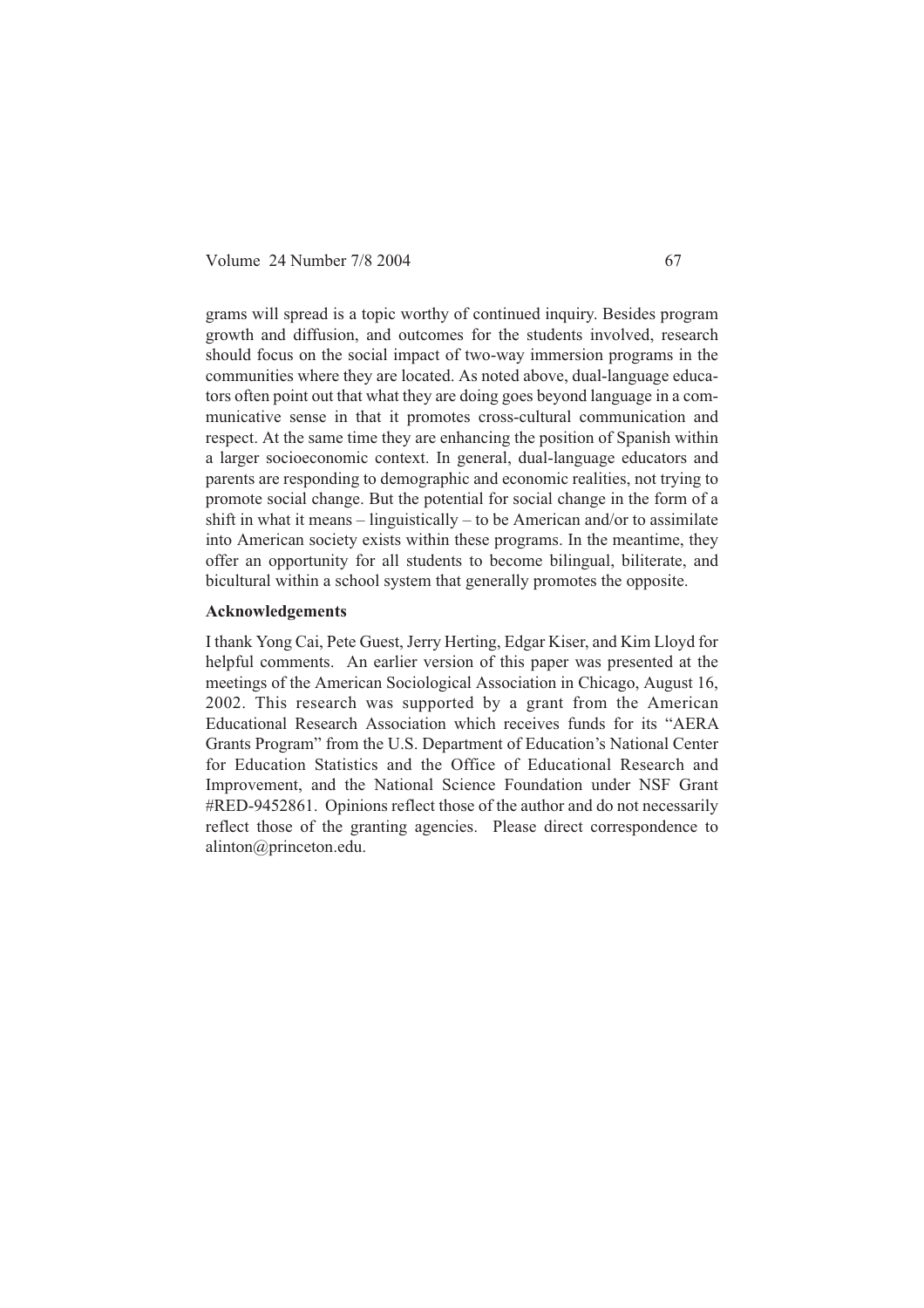grams will spread is a topic worthy of continued inquiry. Besides program growth and diffusion, and outcomes for the students involved, research should focus on the social impact of two-way immersion programs in the communities where they are located. As noted above, dual-language educators often point out that what they are doing goes beyond language in a communicative sense in that it promotes cross-cultural communication and respect. At the same time they are enhancing the position of Spanish within a larger socioeconomic context. In general, dual-language educators and parents are responding to demographic and economic realities, not trying to promote social change. But the potential for social change in the form of a shift in what it means – linguistically – to be American and/or to assimilate into American society exists within these programs. In the meantime, they offer an opportunity for all students to become bilingual, biliterate, and bicultural within a school system that generally promotes the opposite.

**Acknowledgements**

I thank Yong Cai, Pete Guest, Jerry Herting, Edgar Kiser, and Kim Lloyd for helpful comments. An earlier version of this paper was presented at the meetings of the American Sociological Association in Chicago, August 16, 2002. This research was supported by a grant from the American Educational Research Association which receives funds for its "AERA Grants Program" from the U.S. Department of Education's National Center for Education Statistics and the Office of Educational Research and Improvement, and the National Science Foundation under NSF Grant #RED-9452861. Opinions reflect those of the author and do not necessarily reflect those of the granting agencies. Please direct correspondence to alinton@princeton.edu.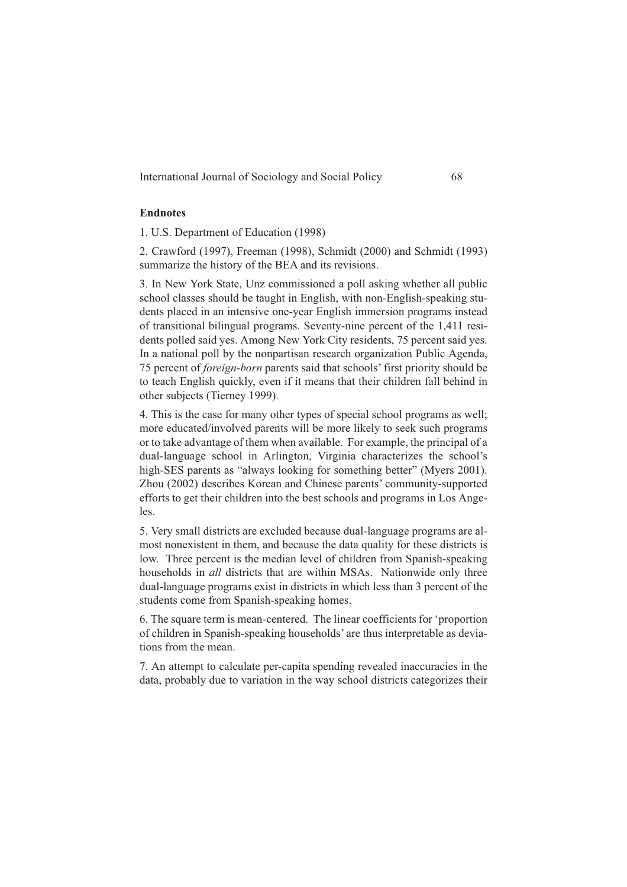## Endnotes

1. U.S. Department of Education (1998)

2. Crawford (1997), Freeman (1998), Schmidt (2000) and Schmidt (1993) summarize the history of the BEA and its revisions.

3. In New York State, Unz commissioned a poll asking whether all public school classes should be taught in English, with non-English-speaking students placed in an intensive one-year English immersion programs instead of transitional bilingual programs. Seventy-nine percent of the 1,411 residents polled said yes. Among New York City residents, 75 percent said yes. In a national poll by the nonpartisan research organization Public Agenda, 75 percent of *foreign-born* parents said that schools' first priority should be to teach English quickly, even if it means that their children fall behind in other subjects (Tierney 1999).

4. This is the case for many other types of special school programs as well; more educated/involved parents will be more likely to seek such programs or to take advantage of them when available. For example, the principal of a dual-language school in Arlington, Virginia characterizes the school's high-SES parents as "always looking for something better" (Myers 2001). Zhou (2002) describes Korean and Chinese parents' community-supported efforts to get their children into the best schools and programs in Los Angeles.

5. Very small districts are excluded because dual-language programs are almost nonexistent in them, and because the data quality for these districts is low. Three percent is the median level of children from Spanish-speaking households in *all* districts that are within MSAs. Nationwide only three dual-language programs exist in districts in which less than 3 percent of the students come from Spanish-speaking homes.

6. The square term is mean-centered. The linear coefficients for 'proportion of children in Spanish-speaking households' are thus interpretable as deviations from the mean.

7. An attempt to calculate per-capita spending revealed inaccuracies in the data, probably due to variation in the way school districts categorizes their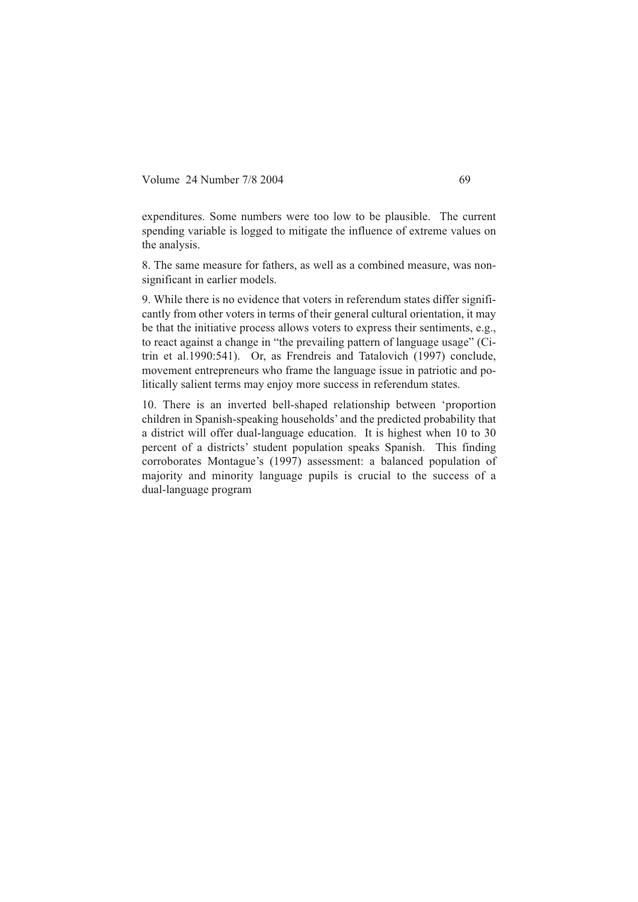expenditures. Some numbers were too low to be plausible. The current spending variable is logged to mitigate the influence of extreme values on the analysis.

8. The same measure for fathers, as well as a combined measure, was non-significant in earlier models.

9. While there is no evidence that voters in referendum states differ significantly from other voters in terms of their general cultural orientation, it may be that the initiative process allows voters to express their sentiments, e.g., to react against a change in "the prevailing pattern of language usage" (Citrin et al.1990:541). Or, as Frendreis and Tatalovich (1997) conclude, movement entrepreneurs who frame the language issue in patriotic and politically salient terms may enjoy more success in referendum states.

10. There is an inverted bell-shaped relationship between 'proportion children in Spanish-speaking households' and the predicted probability that a district will offer dual-language education. It is highest when 10 to 30 percent of a districts' student population speaks Spanish. This finding corroborates Montague's (1997) assessment: a balanced population of majority and minority language pupils is crucial to the success of a dual-language program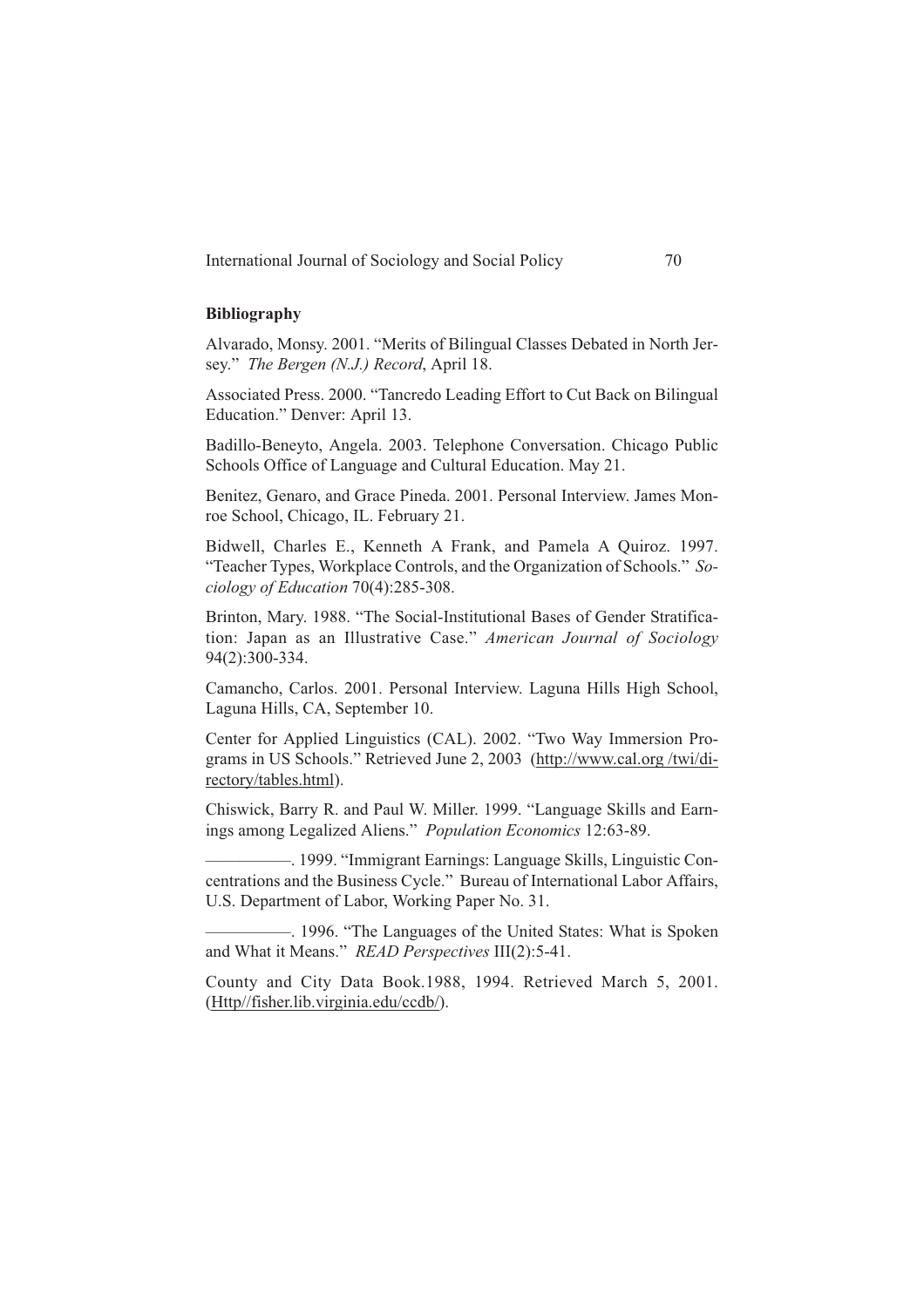**Bibliography**

Alvarado, Monsy. 2001. "Merits of Bilingual Classes Debated in North Jersey." *The Bergen (N.J.) Record*, April 18.

Associated Press. 2000. "Tancredo Leading Effort to Cut Back on Bilingual Education." Denver: April 13.

Badillo-Beneyto, Angela. 2003. Telephone Conversation. Chicago Public Schools Office of Language and Cultural Education. May 21.

Benitez, Genaro, and Grace Pineda. 2001. Personal Interview. James Monroe School, Chicago, IL. February 21.

Bidwell, Charles E., Kenneth A Frank, and Pamela A Quiroz. 1997. "Teacher Types, Workplace Controls, and the Organization of Schools." *Sociology of Education* 70(4):285-308.

Brinton, Mary. 1988. "The Social-Institutional Bases of Gender Stratification: Japan as an Illustrative Case." *American Journal of Sociology* 94(2):300-334.

Camancho, Carlos. 2001. Personal Interview. Laguna Hills High School, Laguna Hills, CA, September 10.

Center for Applied Linguistics (CAL). 2002. "Two Way Immersion Programs in US Schools." Retrieved June 2, 2003 (http://www.cal.org /twi/directory/tables.html).

Chiswick, Barry R. and Paul W. Miller. 1999. "Language Skills and Earnings among Legalized Aliens." *Population Economics* 12:63-89.

—————. 1999. "Immigrant Earnings: Language Skills, Linguistic Concentrations and the Business Cycle." Bureau of International Labor Affairs, U.S. Department of Labor, Working Paper No. 31.

—————. 1996. "The Languages of the United States: What is Spoken and What it Means." *READ Perspectives* III(2):5-41.

County and City Data Book.1988, 1994. Retrieved March 5, 2001. (Http//fisher.lib.virginia.edu/ccdb/).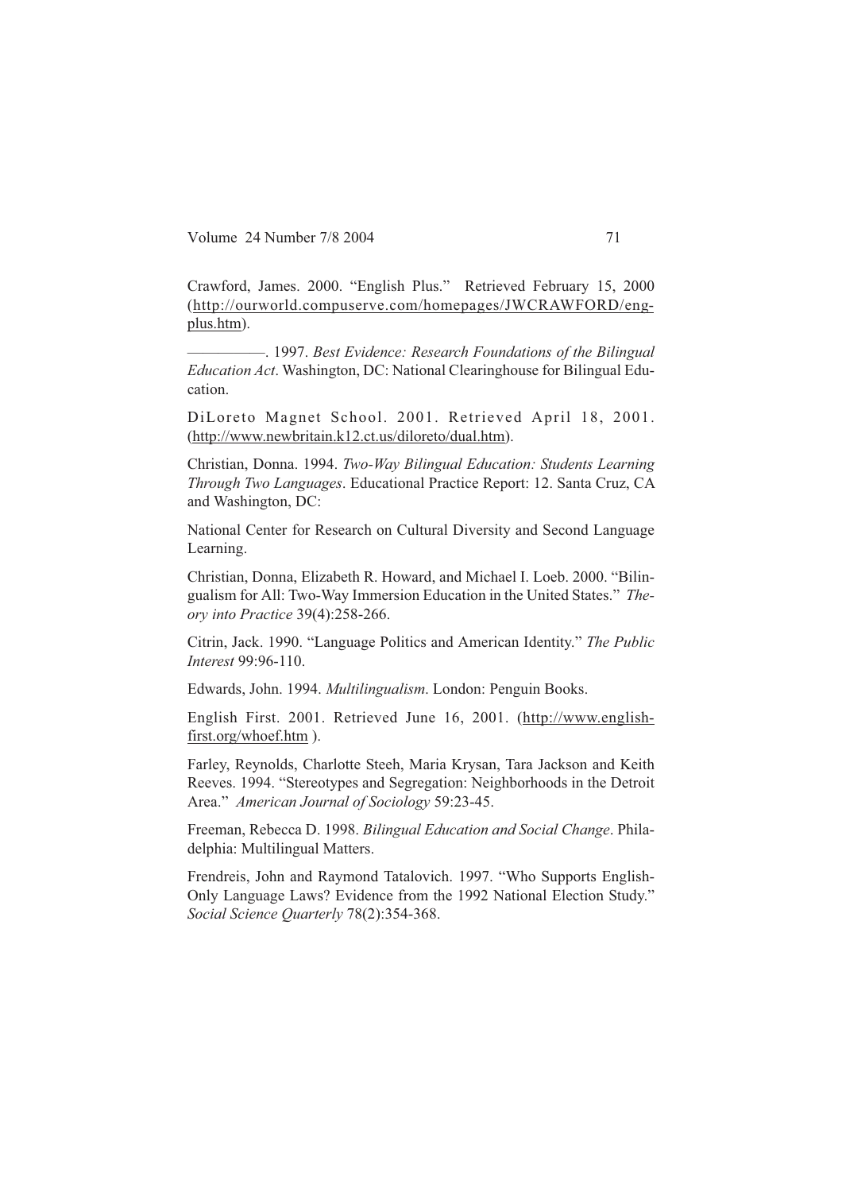Crawford, James. 2000. "English Plus." Retrieved February 15, 2000 (http://ourworld.compuserve.com/homepages/JWCRAWFORD/eng-plus.htm).

—————. 1997. *Best Evidence: Research Foundations of the Bilingual Education Act*. Washington, DC: National Clearinghouse for Bilingual Education.

DiLoreto Magnet School. 2001. Retrieved April 18, 2001. (http://www.newbritain.k12.ct.us/diloreto/dual.htm).

Christian, Donna. 1994. *Two-Way Bilingual Education: Students Learning Through Two Languages*. Educational Practice Report: 12. Santa Cruz, CA and Washington, DC:

National Center for Research on Cultural Diversity and Second Language Learning.

Christian, Donna, Elizabeth R. Howard, and Michael I. Loeb. 2000. "Bilingualism for All: Two-Way Immersion Education in the United States." *Theory into Practice* 39(4):258-266.

Citrin, Jack. 1990. "Language Politics and American Identity." *The Public Interest* 99:96-110.

Edwards, John. 1994. *Multilingualism*. London: Penguin Books.

English First. 2001. Retrieved June 16, 2001. (http://www.englishfirst.org/whoef.htm ).

Farley, Reynolds, Charlotte Steeh, Maria Krysan, Tara Jackson and Keith Reeves. 1994. "Stereotypes and Segregation: Neighborhoods in the Detroit Area." *American Journal of Sociology* 59:23-45.

Freeman, Rebecca D. 1998. *Bilingual Education and Social Change*. Philadelphia: Multilingual Matters.

Frendreis, John and Raymond Tatalovich. 1997. "Who Supports English-Only Language Laws? Evidence from the 1992 National Election Study." *Social Science Quarterly* 78(2):354-368.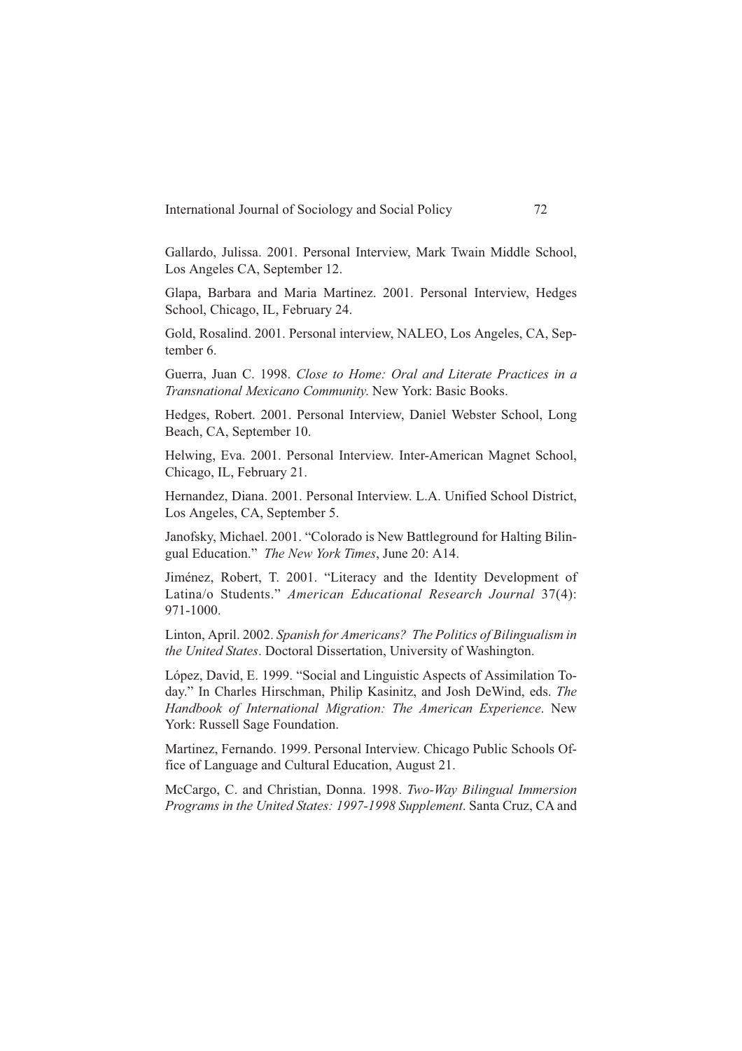Gallardo, Julissa. 2001. Personal Interview, Mark Twain Middle School, Los Angeles CA, September 12.

Glapa, Barbara and Maria Martinez. 2001. Personal Interview, Hedges School, Chicago, IL, February 24.

Gold, Rosalind. 2001. Personal interview, NALEO, Los Angeles, CA, September 6.

Guerra, Juan C. 1998. *Close to Home: Oral and Literate Practices in a Transnational Mexicano Community*. New York: Basic Books.

Hedges, Robert. 2001. Personal Interview, Daniel Webster School, Long Beach, CA, September 10.

Helwing, Eva. 2001. Personal Interview. Inter-American Magnet School, Chicago, IL, February 21.

Hernandez, Diana. 2001. Personal Interview. L.A. Unified School District, Los Angeles, CA, September 5.

Janofsky, Michael. 2001. "Colorado is New Battleground for Halting Bilingual Education." *The New York Times*, June 20: A14.

Jiménez, Robert, T. 2001. "Literacy and the Identity Development of Latina/o Students." *American Educational Research Journal* 37(4): 971-1000.

Linton, April. 2002. *Spanish for Americans? The Politics of Bilingualism in the United States*. Doctoral Dissertation, University of Washington.

López, David, E. 1999. "Social and Linguistic Aspects of Assimilation Today." In Charles Hirschman, Philip Kasinitz, and Josh DeWind, eds. *The Handbook of International Migration: The American Experience*. New York: Russell Sage Foundation.

Martinez, Fernando. 1999. Personal Interview. Chicago Public Schools Office of Language and Cultural Education, August 21.

McCargo, C. and Christian, Donna. 1998. *Two-Way Bilingual Immersion Programs in the United States: 1997-1998 Supplement*. Santa Cruz, CA and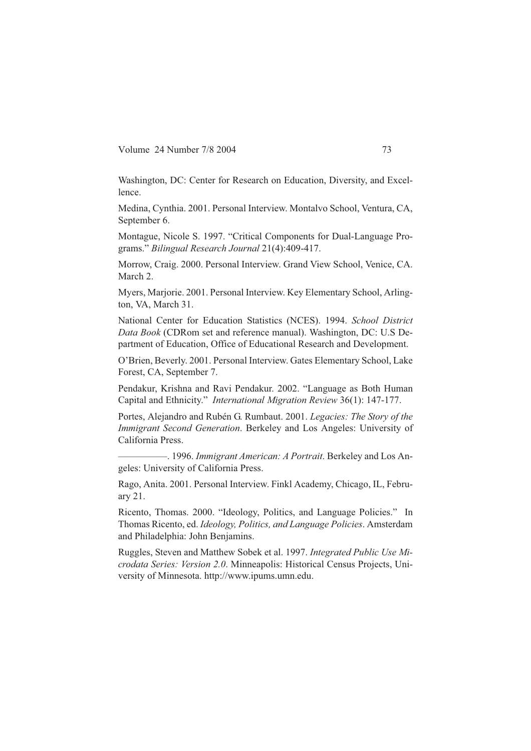Washington, DC: Center for Research on Education, Diversity, and Excellence.

Medina, Cynthia. 2001. Personal Interview. Montalvo School, Ventura, CA, September 6.

Montague, Nicole S. 1997. "Critical Components for Dual-Language Programs." *Bilingual Research Journal* 21(4):409-417.

Morrow, Craig. 2000. Personal Interview. Grand View School, Venice, CA. March 2.

Myers, Marjorie. 2001. Personal Interview. Key Elementary School, Arlington, VA, March 31.

National Center for Education Statistics (NCES). 1994. *School District Data Book* (CDRom set and reference manual). Washington, DC: U.S Department of Education, Office of Educational Research and Development.

O'Brien, Beverly. 2001. Personal Interview. Gates Elementary School, Lake Forest, CA, September 7.

Pendakur, Krishna and Ravi Pendakur. 2002. "Language as Both Human Capital and Ethnicity." *International Migration Review* 36(1): 147-177.

Portes, Alejandro and Rubén G. Rumbaut. 2001. *Legacies: The Story of the Immigrant Second Generation*. Berkeley and Los Angeles: University of California Press.

———. 1996. *Immigrant American: A Portrait*. Berkeley and Los Angeles: University of California Press.

Rago, Anita. 2001. Personal Interview. Finkl Academy, Chicago, IL, February 21.

Ricento, Thomas. 2000. "Ideology, Politics, and Language Policies." In Thomas Ricento, ed. *Ideology, Politics, and Language Policies*. Amsterdam and Philadelphia: John Benjamins.

Ruggles, Steven and Matthew Sobek et al. 1997. *Integrated Public Use Microdata Series: Version 2.0*. Minneapolis: Historical Census Projects, University of Minnesota. http://www.ipums.umn.edu.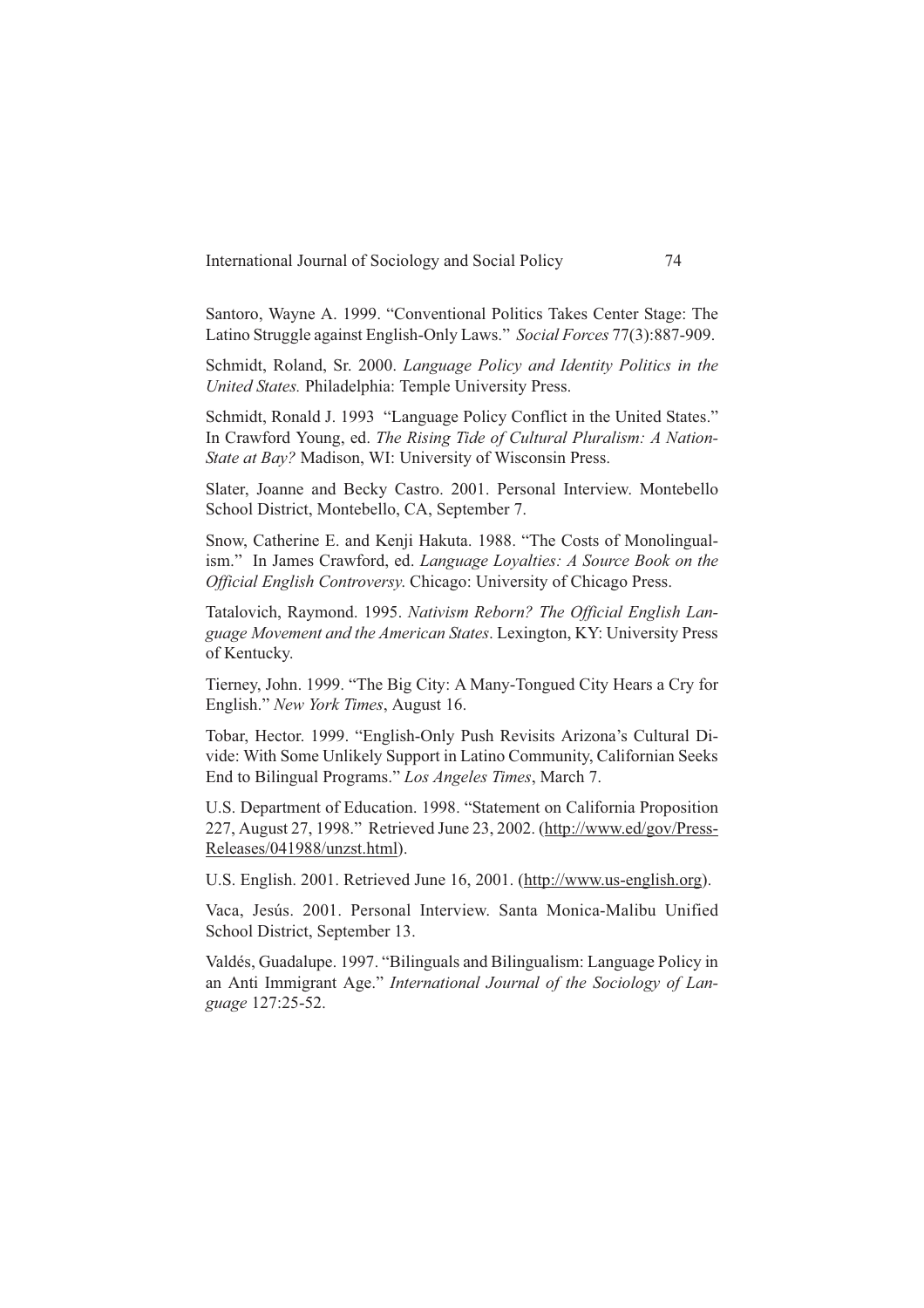Santoro, Wayne A. 1999. "Conventional Politics Takes Center Stage: The Latino Struggle against English-Only Laws." *Social Forces* 77(3):887-909.

Schmidt, Roland, Sr. 2000. *Language Policy and Identity Politics in the United States.* Philadelphia: Temple University Press.

Schmidt, Ronald J. 1993 "Language Policy Conflict in the United States." In Crawford Young, ed. *The Rising Tide of Cultural Pluralism: A Nation-State at Bay?* Madison, WI: University of Wisconsin Press.

Slater, Joanne and Becky Castro. 2001. Personal Interview. Montebello School District, Montebello, CA, September 7.

Snow, Catherine E. and Kenji Hakuta. 1988. "The Costs of Monolingualism." In James Crawford, ed. *Language Loyalties: A Source Book on the Official English Controversy*. Chicago: University of Chicago Press.

Tatalovich, Raymond. 1995. *Nativism Reborn? The Official English Language Movement and the American States*. Lexington, KY: University Press of Kentucky.

Tierney, John. 1999. "The Big City: A Many-Tongued City Hears a Cry for English." *New York Times*, August 16.

Tobar, Hector. 1999. "English-Only Push Revisits Arizona's Cultural Divide: With Some Unlikely Support in Latino Community, Californian Seeks End to Bilingual Programs." *Los Angeles Times*, March 7.

U.S. Department of Education. 1998. "Statement on California Proposition 227, August 27, 1998." Retrieved June 23, 2002. (http://www.ed/gov/Press-Releases/041988/unzst.html).

U.S. English. 2001. Retrieved June 16, 2001. (http://www.us-english.org).

Vaca, Jesús. 2001. Personal Interview. Santa Monica-Malibu Unified School District, September 13.

Valdés, Guadalupe. 1997. "Bilinguals and Bilingualism: Language Policy in an Anti Immigrant Age." *International Journal of the Sociology of Language* 127:25-52.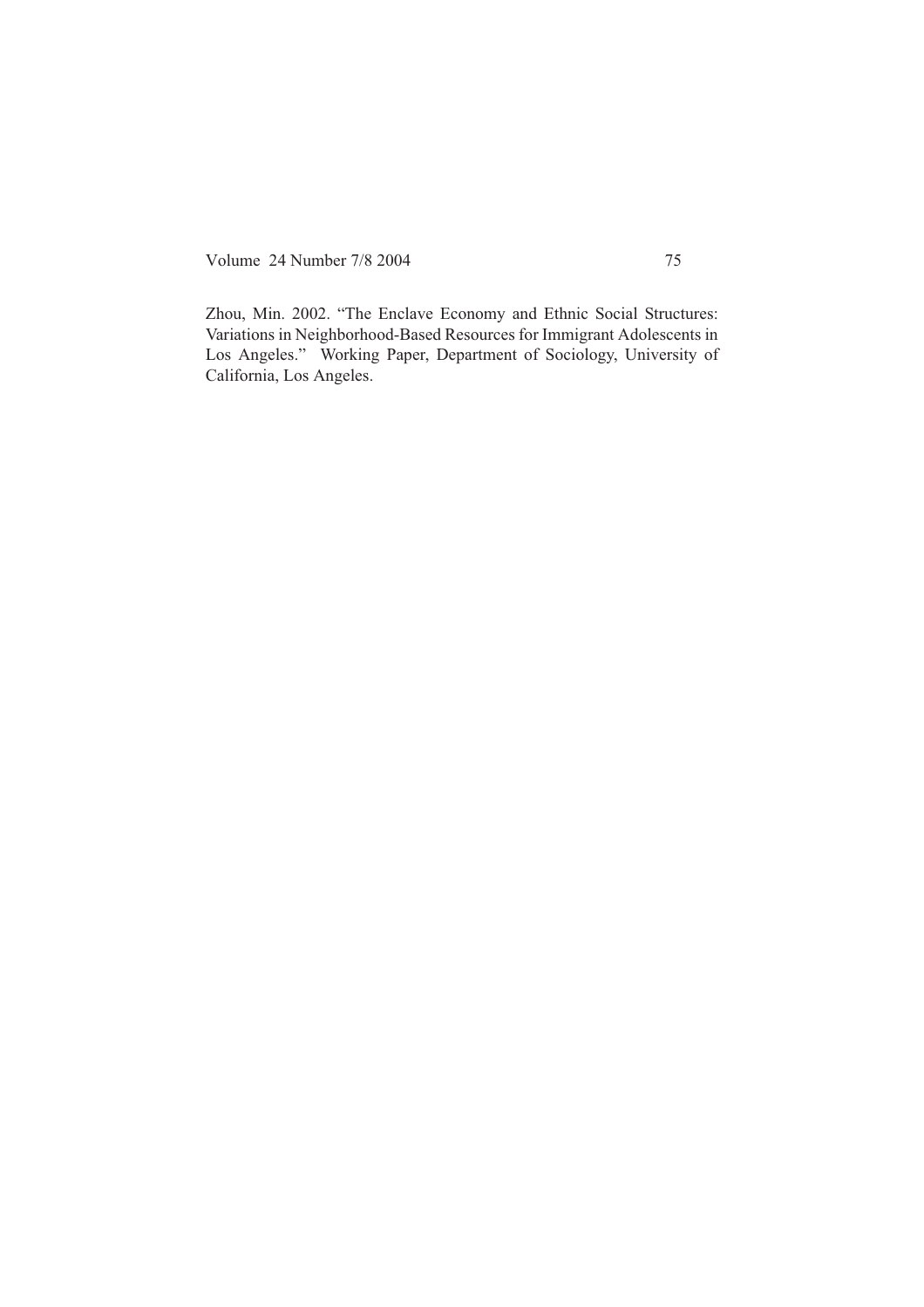Zhou, Min. 2002. "The Enclave Economy and Ethnic Social Structures: Variations in Neighborhood-Based Resources for Immigrant Adolescents in Los Angeles." Working Paper, Department of Sociology, University of California, Los Angeles.